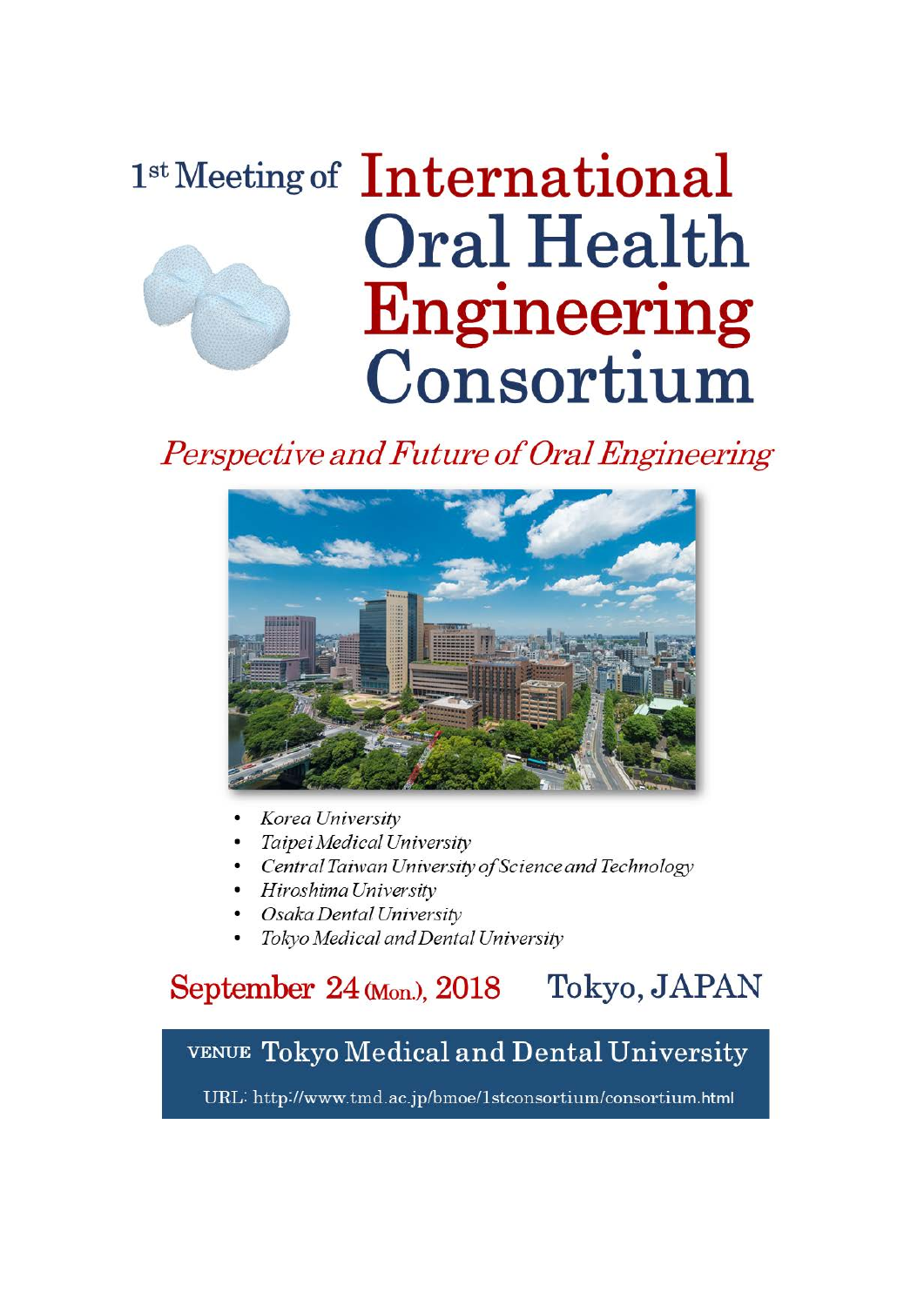# 1st Meeting of International Oral Health Engineering Consortium

*Perspective and Future of Oral Engineering*

- *Korea University*
- *Taipei Medical University*
- *Central Taiwan University of Science and Technology*
- *Hiroshima University*
- *Osaka Dental University*
- *Tokyo Medical and Dental University*

**September 24 (Mon.), 2018　　Tokyo, JAPAN**

VENUE Tokyo Medical and Dental University

URL: http://www.tmd.ac.jp/bmoe/1stconsortium/consortium.html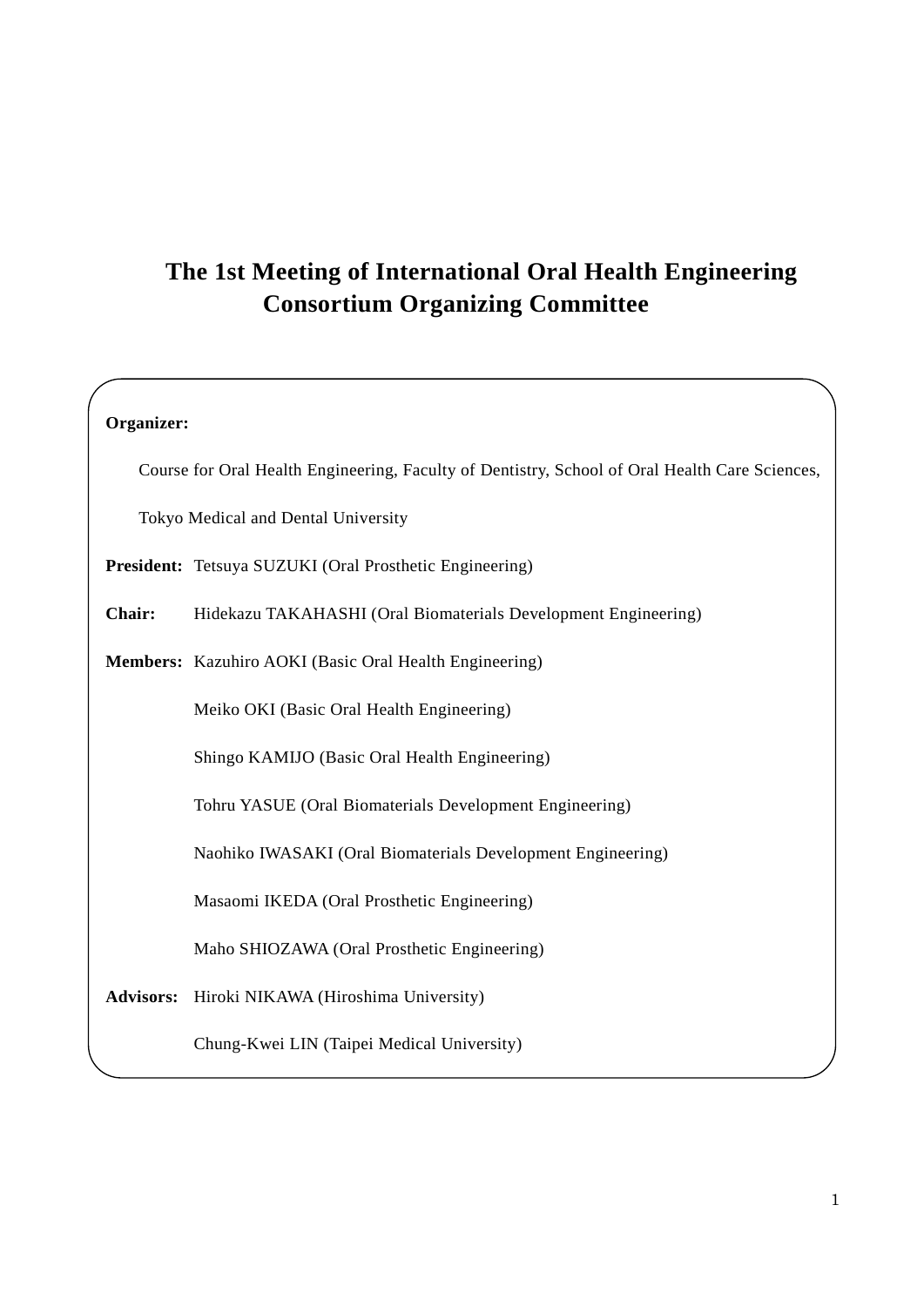# The 1st Meeting of International Oral Health Engineering Consortium Organizing Committee

**Organizer:**

Course for Oral Health Engineering, Faculty of Dentistry, School of Oral Health Care Sciences, Tokyo Medical and Dental University

**President:** Tetsuya SUZUKI (Oral Prosthetic Engineering)

**Chair:** Hidekazu TAKAHASHI (Oral Biomaterials Development Engineering)

**Members:** Kazuhiro AOKI (Basic Oral Health Engineering)

Meiko OKI (Basic Oral Health Engineering)

Shingo KAMIJO (Basic Oral Health Engineering)

Tohru YASUE (Oral Biomaterials Development Engineering)

Naohiko IWASAKI (Oral Biomaterials Development Engineering)

Masaomi IKEDA (Oral Prosthetic Engineering)

Maho SHIOZAWA (Oral Prosthetic Engineering)

**Advisors:** Hiroki NIKAWA (Hiroshima University)

Chung-Kwei LIN (Taipei Medical University)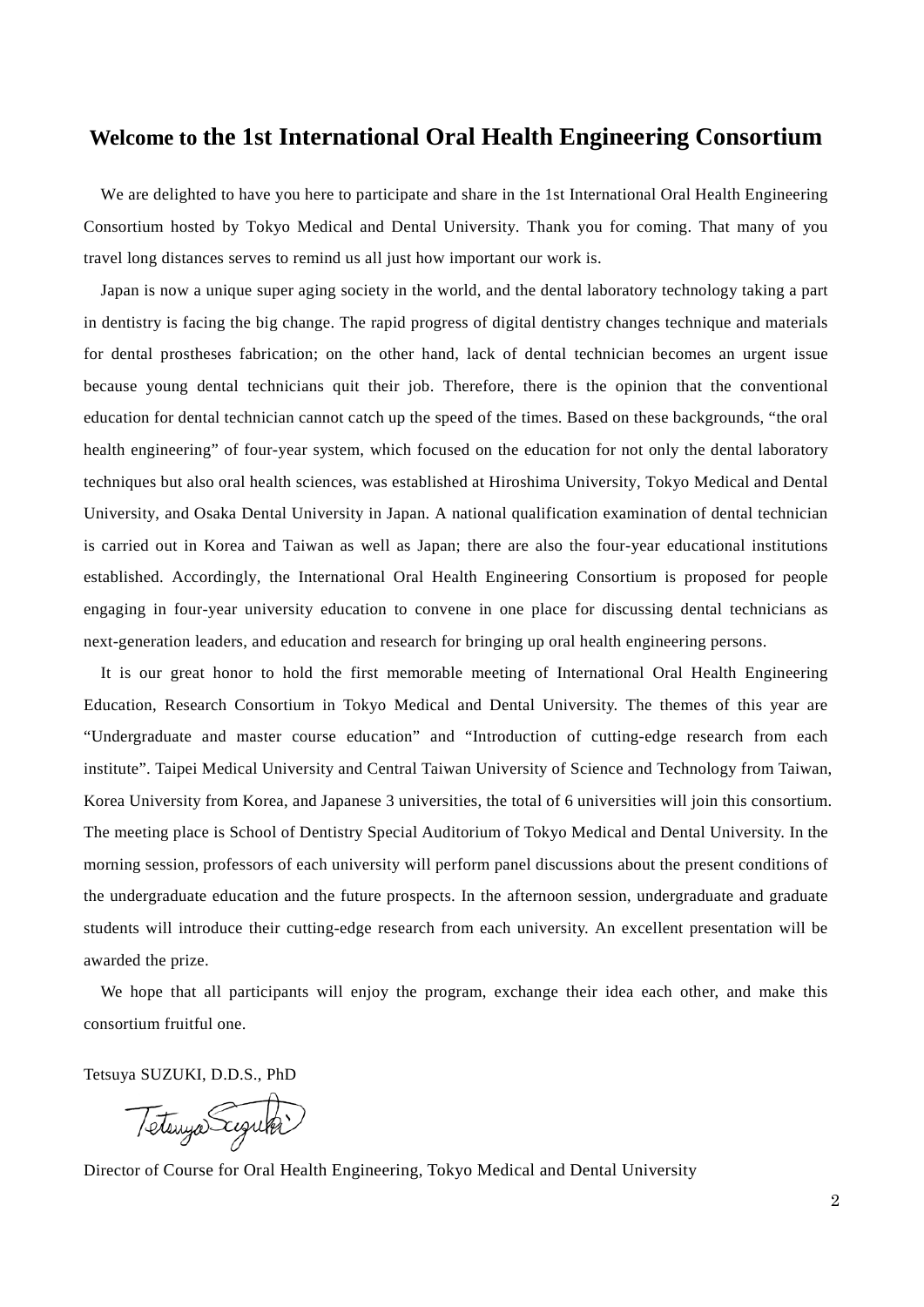# Welcome to the 1st International Oral Health Engineering Consortium

We are delighted to have you here to participate and share in the 1st International Oral Health Engineering Consortium hosted by Tokyo Medical and Dental University. Thank you for coming. That many of you travel long distances serves to remind us all just how important our work is.

Japan is now a unique super aging society in the world, and the dental laboratory technology taking a part in dentistry is facing the big change. The rapid progress of digital dentistry changes technique and materials for dental prostheses fabrication; on the other hand, lack of dental technician becomes an urgent issue because young dental technicians quit their job. Therefore, there is the opinion that the conventional education for dental technician cannot catch up the speed of the times. Based on these backgrounds, "the oral health engineering" of four-year system, which focused on the education for not only the dental laboratory techniques but also oral health sciences, was established at Hiroshima University, Tokyo Medical and Dental University, and Osaka Dental University in Japan. A national qualification examination of dental technician is carried out in Korea and Taiwan as well as Japan; there are also the four-year educational institutions established. Accordingly, the International Oral Health Engineering Consortium is proposed for people engaging in four-year university education to convene in one place for discussing dental technicians as next-generation leaders, and education and research for bringing up oral health engineering persons.

It is our great honor to hold the first memorable meeting of International Oral Health Engineering Education, Research Consortium in Tokyo Medical and Dental University. The themes of this year are "Undergraduate and master course education" and "Introduction of cutting-edge research from each institute". Taipei Medical University and Central Taiwan University of Science and Technology from Taiwan, Korea University from Korea, and Japanese 3 universities, the total of 6 universities will join this consortium. The meeting place is School of Dentistry Special Auditorium of Tokyo Medical and Dental University. In the morning session, professors of each university will perform panel discussions about the present conditions of the undergraduate education and the future prospects. In the afternoon session, undergraduate and graduate students will introduce their cutting-edge research from each university. An excellent presentation will be awarded the prize.

We hope that all participants will enjoy the program, exchange their idea each other, and make this consortium fruitful one.

Tetsuya SUZUKI, D.D.S., PhD

Director of Course for Oral Health Engineering, Tokyo Medical and Dental University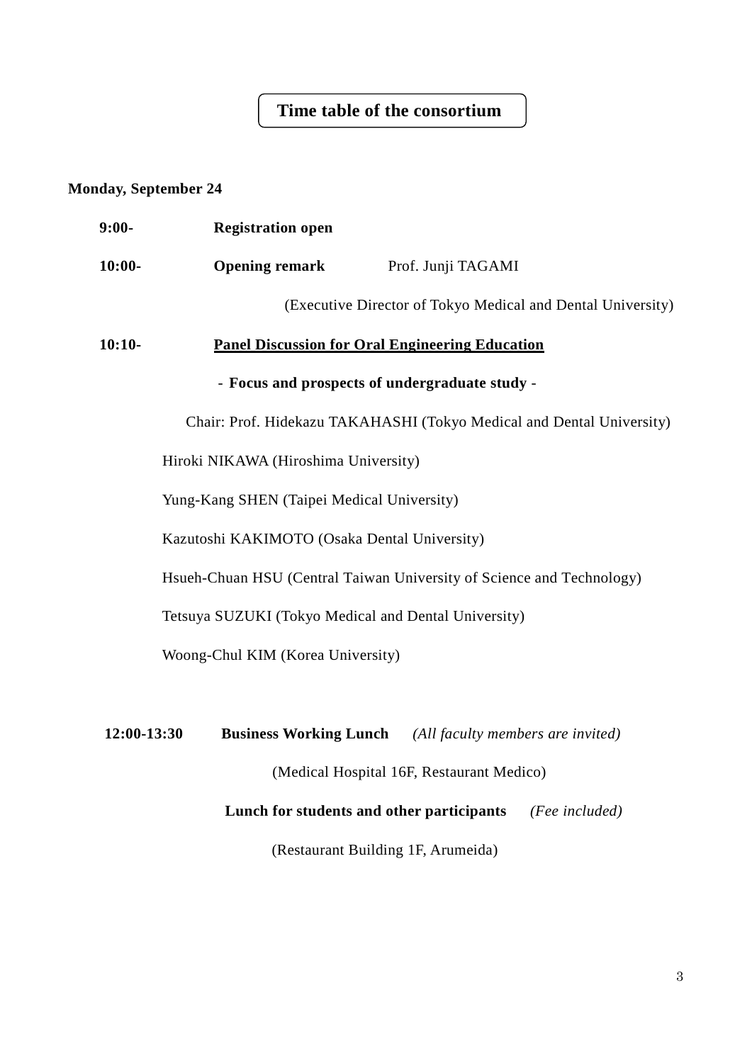# Time table of the consortium

**Monday, September 24**

**9:00-** **Registration open**

**10:00-** **Opening remark** Prof. Junji TAGAMI

(Executive Director of Tokyo Medical and Dental University)

**10:10-** **<u>Panel Discussion for Oral Engineering Education</u>**

**- Focus and prospects of undergraduate study -**

Chair: Prof. Hidekazu TAKAHASHI (Tokyo Medical and Dental University)

Hiroki NIKAWA (Hiroshima University)

Yung-Kang SHEN (Taipei Medical University)

Kazutoshi KAKIMOTO (Osaka Dental University)

Hsueh-Chuan HSU (Central Taiwan University of Science and Technology)

Tetsuya SUZUKI (Tokyo Medical and Dental University)

Woong-Chul KIM (Korea University)

**12:00-13:30** **Business Working Lunch** *(All faculty members are invited)*

(Medical Hospital 16F, Restaurant Medico)

**Lunch for students and other participants** *(Fee included)*

(Restaurant Building 1F, Arumeida)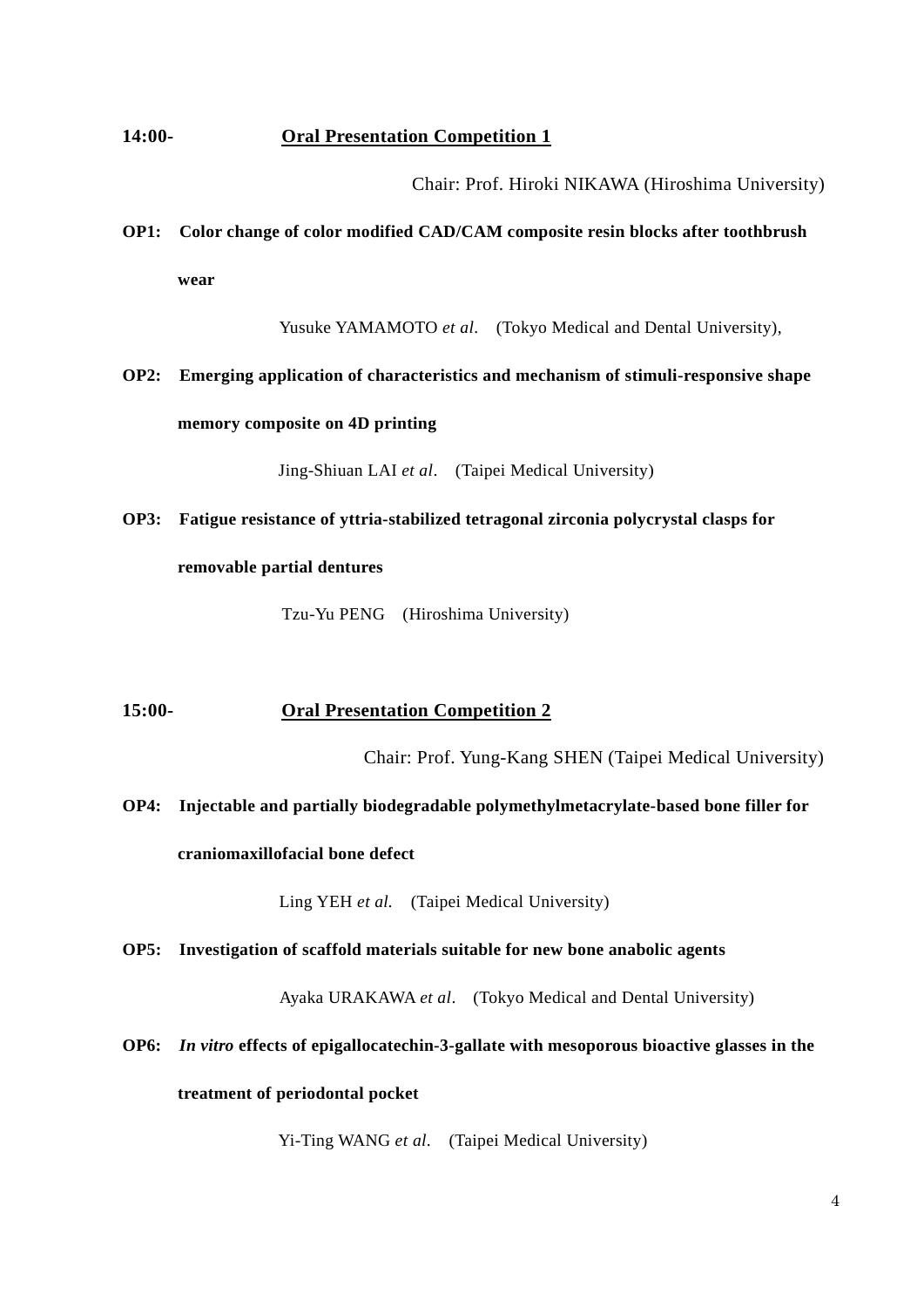**14:00-** **<u>Oral Presentation Competition 1</u>**

Chair: Prof. Hiroki NIKAWA (Hiroshima University)

**OP1: Color change of color modified CAD/CAM composite resin blocks after toothbrush wear**

Yusuke YAMAMOTO *et al*. (Tokyo Medical and Dental University),

**OP2: Emerging application of characteristics and mechanism of stimuli-responsive shape memory composite on 4D printing**

Jing-Shiuan LAI *et al*. (Taipei Medical University)

**OP3: Fatigue resistance of yttria-stabilized tetragonal zirconia polycrystal clasps for removable partial dentures**

Tzu-Yu PENG (Hiroshima University)

**15:00-** **<u>Oral Presentation Competition 2</u>**

Chair: Prof. Yung-Kang SHEN (Taipei Medical University)

**OP4: Injectable and partially biodegradable polymethylmetacrylate-based bone filler for craniomaxillofacial bone defect**

Ling YEH *et al.* (Taipei Medical University)

**OP5: Investigation of scaffold materials suitable for new bone anabolic agents**

Ayaka URAKAWA *et al*. (Tokyo Medical and Dental University)

**OP6: *In vitro* effects of epigallocatechin-3-gallate with mesoporous bioactive glasses in the treatment of periodontal pocket**

Yi-Ting WANG *et al*. (Taipei Medical University)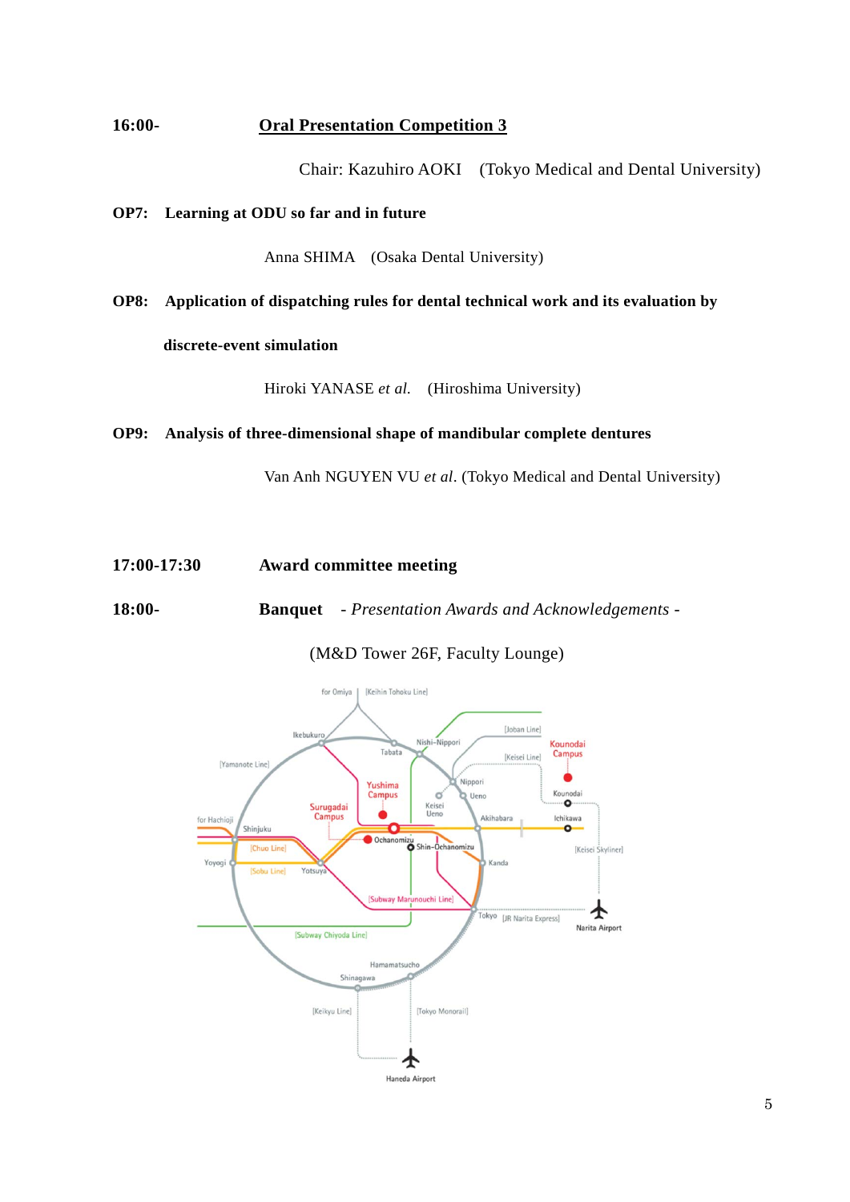**16:00-** **Oral Presentation Competition 3**

Chair: Kazuhiro AOKI (Tokyo Medical and Dental University)

**OP7: Learning at ODU so far and in future**

Anna SHIMA (Osaka Dental University)

**OP8: Application of dispatching rules for dental technical work and its evaluation by discrete-event simulation**

Hiroki YANASE *et al.* (Hiroshima University)

**OP9: Analysis of three-dimensional shape of mandibular complete dentures**

Van Anh NGUYEN VU *et al*. (Tokyo Medical and Dental University)

**17:00-17:30** **Award committee meeting**

**18:00-** **Banquet** - *Presentation Awards and Acknowledgements* -

(M&D Tower 26F, Faculty Lounge)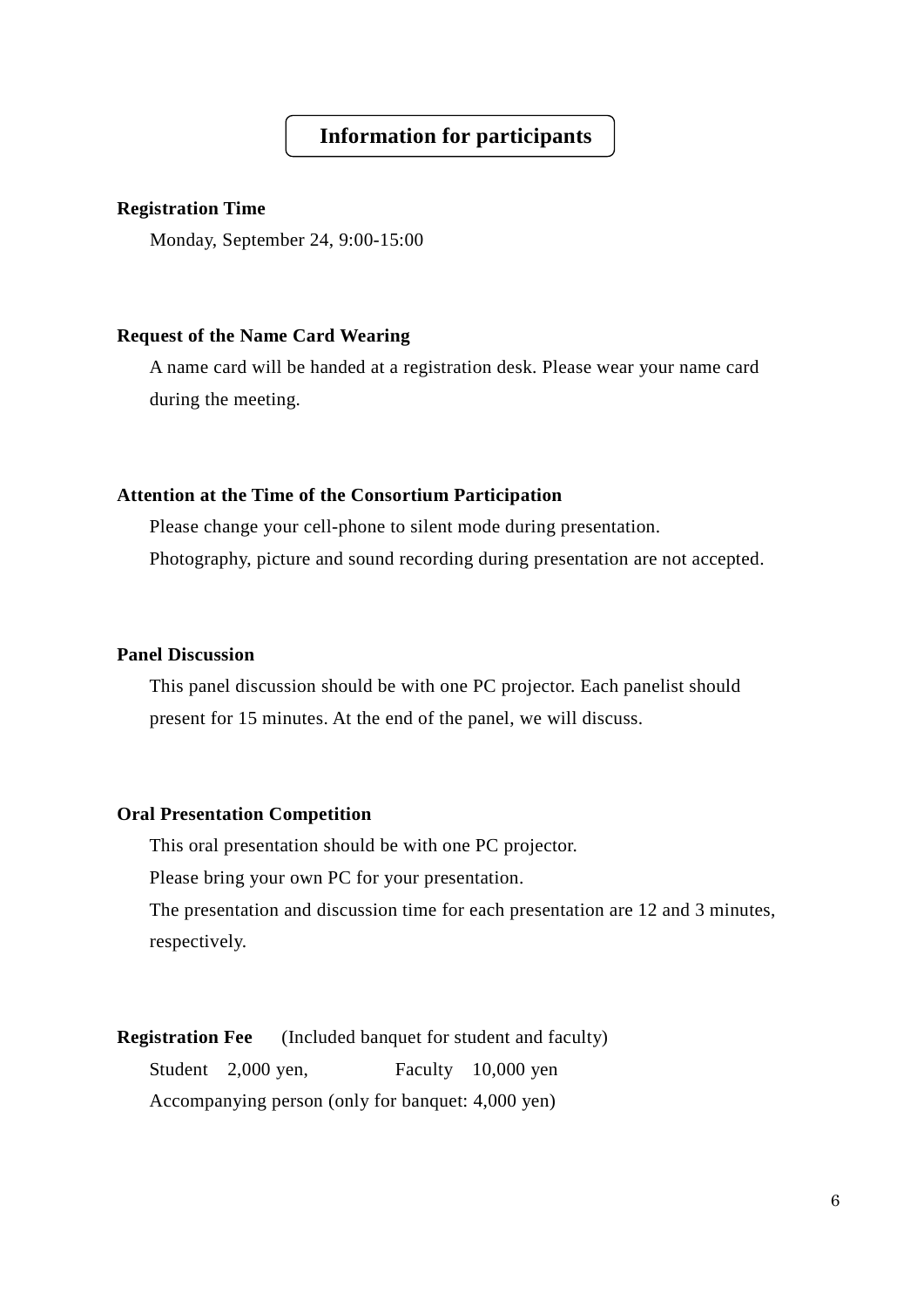# Information for participants

**Registration Time**

Monday, September 24, 9:00-15:00

**Request of the Name Card Wearing**

A name card will be handed at a registration desk. Please wear your name card during the meeting.

**Attention at the Time of the Consortium Participation**

Please change your cell-phone to silent mode during presentation.
Photography, picture and sound recording during presentation are not accepted.

**Panel Discussion**

This panel discussion should be with one PC projector. Each panelist should present for 15 minutes. At the end of the panel, we will discuss.

**Oral Presentation Competition**

This oral presentation should be with one PC projector.
Please bring your own PC for your presentation.
The presentation and discussion time for each presentation are 12 and 3 minutes, respectively.

**Registration Fee** (Included banquet for student and faculty)

Student 2,000 yen, Faculty 10,000 yen
Accompanying person (only for banquet: 4,000 yen)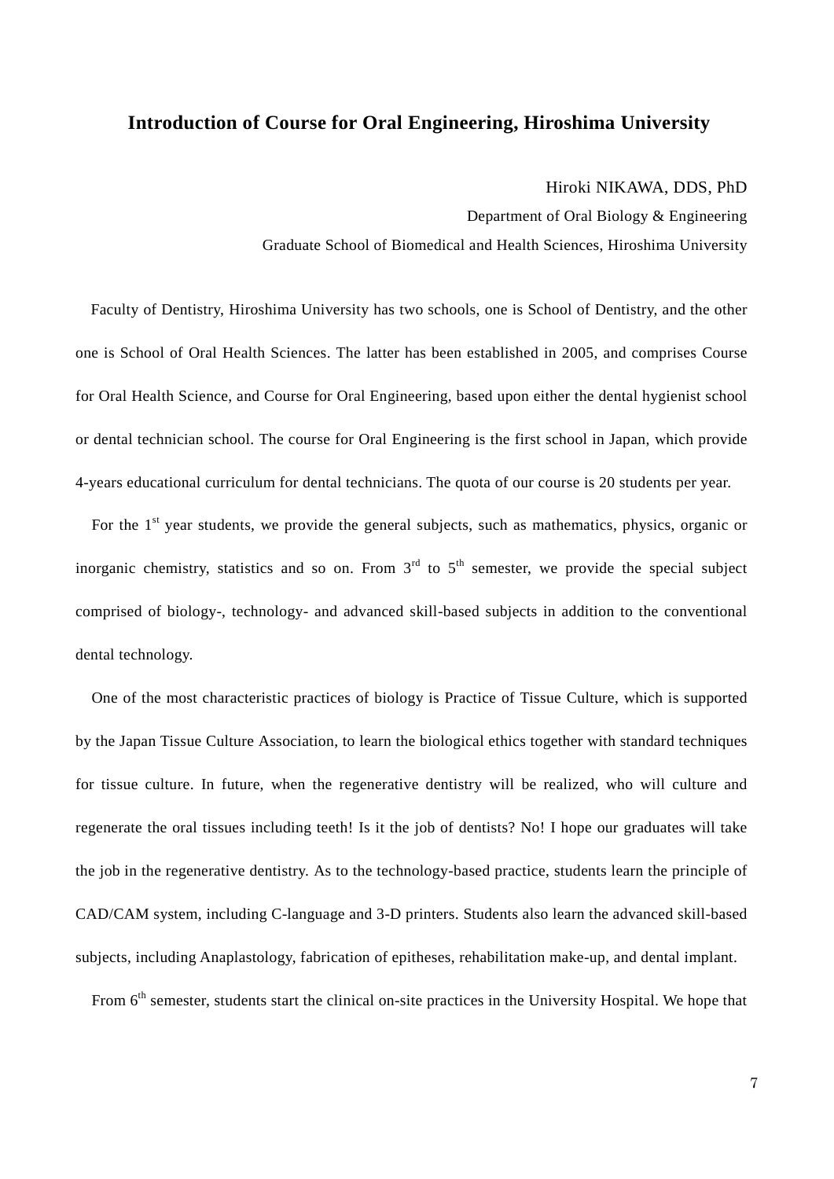## Introduction of Course for Oral Engineering, Hiroshima University

Hiroki NIKAWA, DDS, PhD

Department of Oral Biology & Engineering

Graduate School of Biomedical and Health Sciences, Hiroshima University

Faculty of Dentistry, Hiroshima University has two schools, one is School of Dentistry, and the other one is School of Oral Health Sciences. The latter has been established in 2005, and comprises Course for Oral Health Science, and Course for Oral Engineering, based upon either the dental hygienist school or dental technician school. The course for Oral Engineering is the first school in Japan, which provide 4-years educational curriculum for dental technicians. The quota of our course is 20 students per year.

For the 1st year students, we provide the general subjects, such as mathematics, physics, organic or inorganic chemistry, statistics and so on. From 3rd to 5th semester, we provide the special subject comprised of biology-, technology- and advanced skill-based subjects in addition to the conventional dental technology.

One of the most characteristic practices of biology is Practice of Tissue Culture, which is supported by the Japan Tissue Culture Association, to learn the biological ethics together with standard techniques for tissue culture. In future, when the regenerative dentistry will be realized, who will culture and regenerate the oral tissues including teeth! Is it the job of dentists? No! I hope our graduates will take the job in the regenerative dentistry. As to the technology-based practice, students learn the principle of CAD/CAM system, including C-language and 3-D printers. Students also learn the advanced skill-based subjects, including Anaplastology, fabrication of epitheses, rehabilitation make-up, and dental implant.

From 6th semester, students start the clinical on-site practices in the University Hospital. We hope that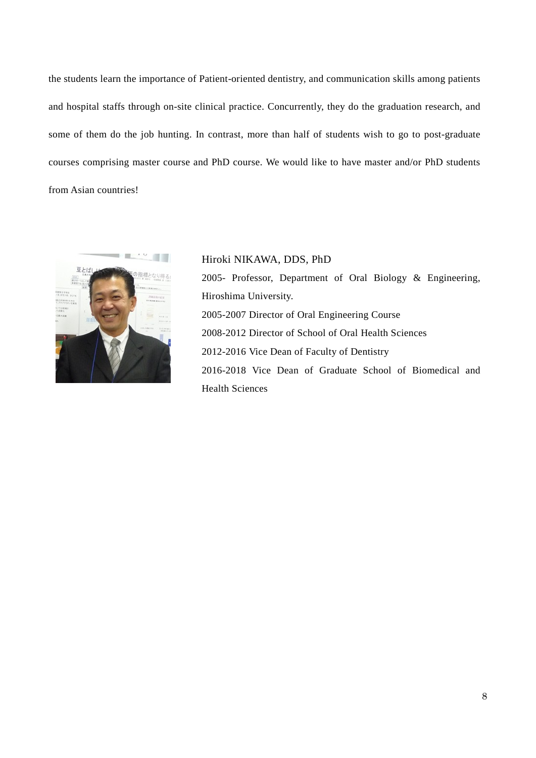the students learn the importance of Patient-oriented dentistry, and communication skills among patients and hospital staffs through on-site clinical practice. Concurrently, they do the graduation research, and some of them do the job hunting. In contrast, more than half of students wish to go to post-graduate courses comprising master course and PhD course. We would like to have master and/or PhD students from Asian countries!

Hiroki NIKAWA, DDS, PhD

2005- Professor, Department of Oral Biology & Engineering, Hiroshima University.

2005-2007 Director of Oral Engineering Course

2008-2012 Director of School of Oral Health Sciences

2012-2016 Vice Dean of Faculty of Dentistry

2016-2018 Vice Dean of Graduate School of Biomedical and Health Sciences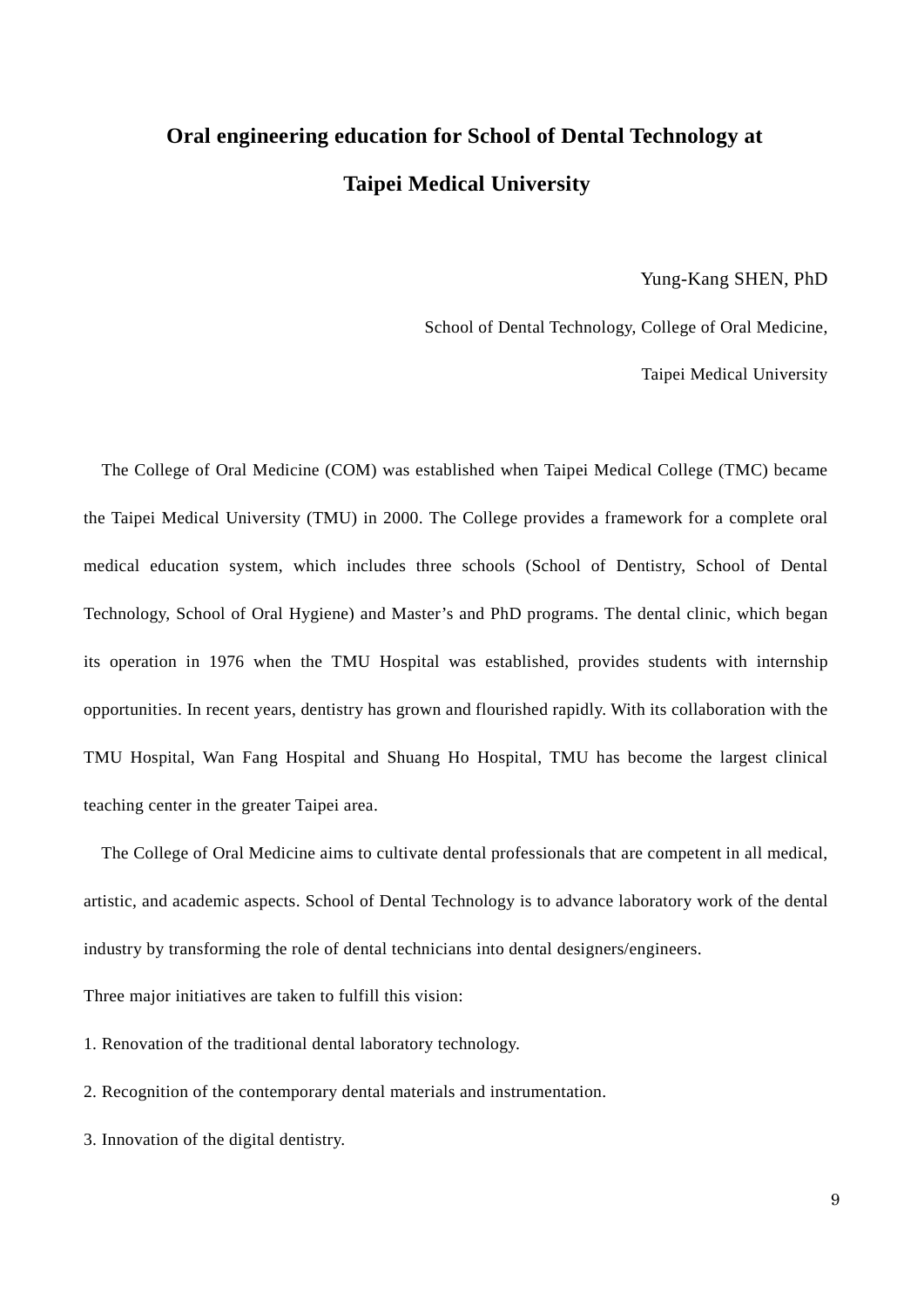# Oral engineering education for School of Dental Technology at Taipei Medical University

Yung-Kang SHEN, PhD

School of Dental Technology, College of Oral Medicine,

Taipei Medical University

The College of Oral Medicine (COM) was established when Taipei Medical College (TMC) became the Taipei Medical University (TMU) in 2000. The College provides a framework for a complete oral medical education system, which includes three schools (School of Dentistry, School of Dental Technology, School of Oral Hygiene) and Master's and PhD programs. The dental clinic, which began its operation in 1976 when the TMU Hospital was established, provides students with internship opportunities. In recent years, dentistry has grown and flourished rapidly. With its collaboration with the TMU Hospital, Wan Fang Hospital and Shuang Ho Hospital, TMU has become the largest clinical teaching center in the greater Taipei area.

The College of Oral Medicine aims to cultivate dental professionals that are competent in all medical, artistic, and academic aspects. School of Dental Technology is to advance laboratory work of the dental industry by transforming the role of dental technicians into dental designers/engineers.

Three major initiatives are taken to fulfill this vision:

1. Renovation of the traditional dental laboratory technology.
2. Recognition of the contemporary dental materials and instrumentation.
3. Innovation of the digital dentistry.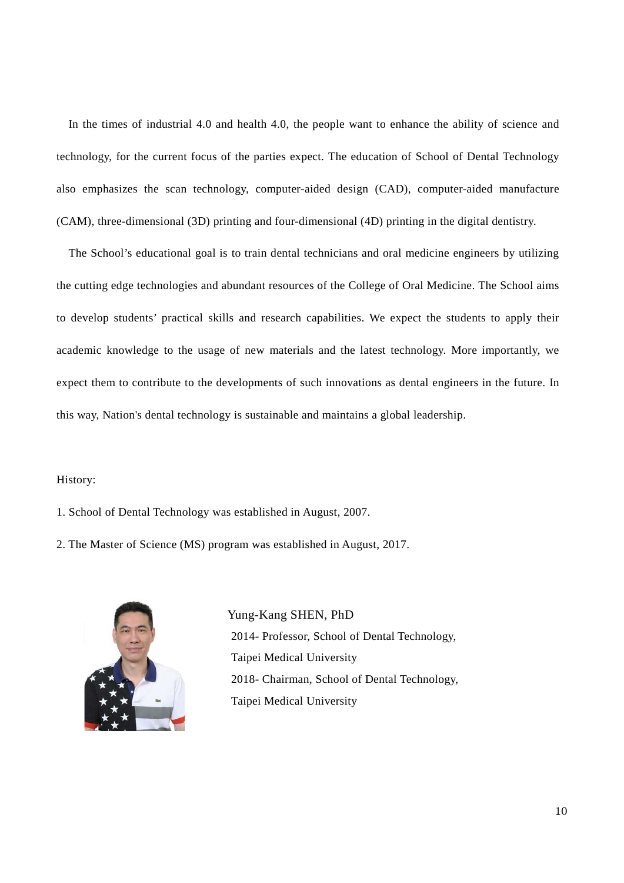In the times of industrial 4.0 and health 4.0, the people want to enhance the ability of science and technology, for the current focus of the parties expect. The education of School of Dental Technology also emphasizes the scan technology, computer-aided design (CAD), computer-aided manufacture (CAM), three-dimensional (3D) printing and four-dimensional (4D) printing in the digital dentistry.

The School's educational goal is to train dental technicians and oral medicine engineers by utilizing the cutting edge technologies and abundant resources of the College of Oral Medicine. The School aims to develop students' practical skills and research capabilities. We expect the students to apply their academic knowledge to the usage of new materials and the latest technology. More importantly, we expect them to contribute to the developments of such innovations as dental engineers in the future. In this way, Nation's dental technology is sustainable and maintains a global leadership.

History:

1. School of Dental Technology was established in August, 2007.
2. The Master of Science (MS) program was established in August, 2017.

Yung-Kang SHEN, PhD

2014- Professor, School of Dental Technology, Taipei Medical University

2018- Chairman, School of Dental Technology, Taipei Medical University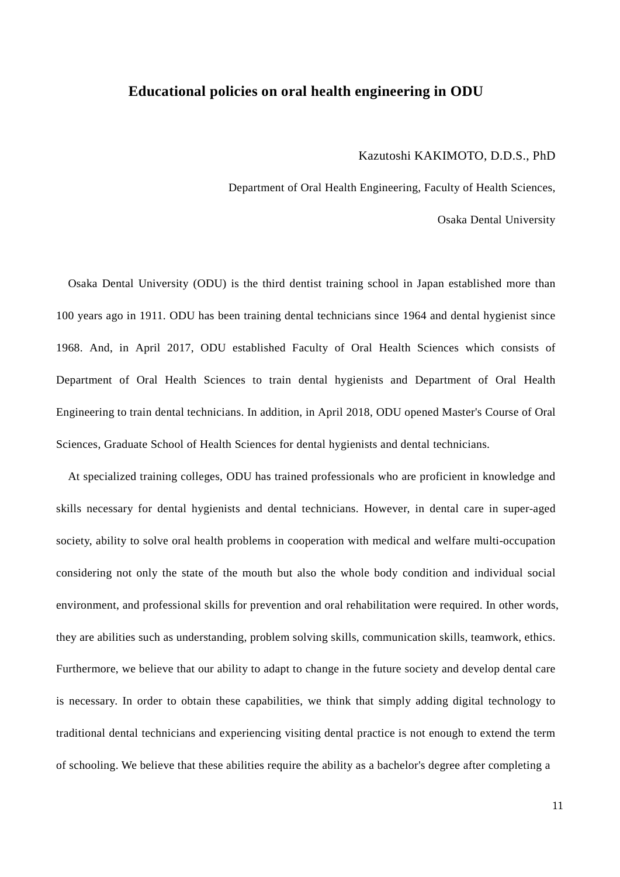# Educational policies on oral health engineering in ODU

Kazutoshi KAKIMOTO, D.D.S., PhD

Department of Oral Health Engineering, Faculty of Health Sciences,

Osaka Dental University

Osaka Dental University (ODU) is the third dentist training school in Japan established more than 100 years ago in 1911. ODU has been training dental technicians since 1964 and dental hygienist since 1968. And, in April 2017, ODU established Faculty of Oral Health Sciences which consists of Department of Oral Health Sciences to train dental hygienists and Department of Oral Health Engineering to train dental technicians. In addition, in April 2018, ODU opened Master's Course of Oral Sciences, Graduate School of Health Sciences for dental hygienists and dental technicians.

At specialized training colleges, ODU has trained professionals who are proficient in knowledge and skills necessary for dental hygienists and dental technicians. However, in dental care in super-aged society, ability to solve oral health problems in cooperation with medical and welfare multi-occupation considering not only the state of the mouth but also the whole body condition and individual social environment, and professional skills for prevention and oral rehabilitation were required. In other words, they are abilities such as understanding, problem solving skills, communication skills, teamwork, ethics. Furthermore, we believe that our ability to adapt to change in the future society and develop dental care is necessary. In order to obtain these capabilities, we think that simply adding digital technology to traditional dental technicians and experiencing visiting dental practice is not enough to extend the term of schooling. We believe that these abilities require the ability as a bachelor's degree after completing a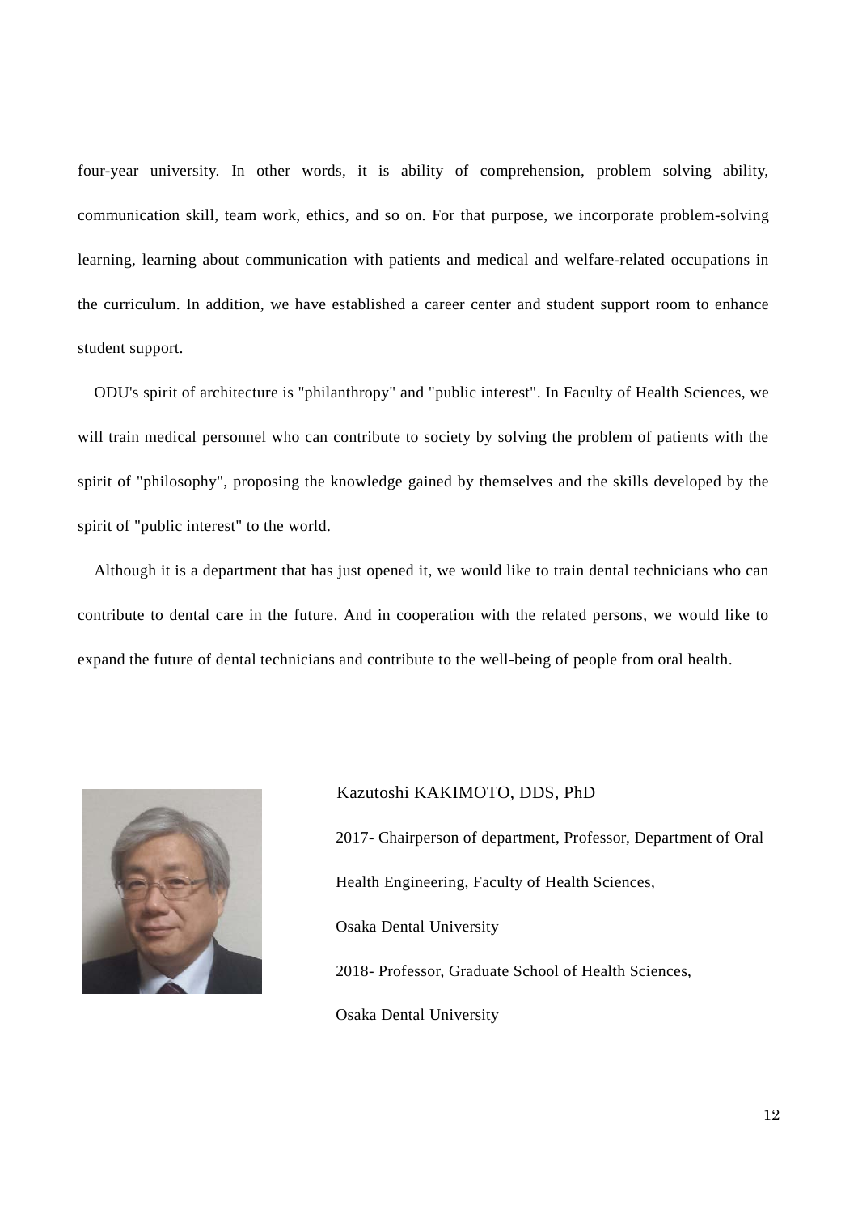four-year university. In other words, it is ability of comprehension, problem solving ability, communication skill, team work, ethics, and so on. For that purpose, we incorporate problem-solving learning, learning about communication with patients and medical and welfare-related occupations in the curriculum. In addition, we have established a career center and student support room to enhance student support.

ODU's spirit of architecture is "philanthropy" and "public interest". In Faculty of Health Sciences, we will train medical personnel who can contribute to society by solving the problem of patients with the spirit of "philosophy", proposing the knowledge gained by themselves and the skills developed by the spirit of "public interest" to the world.

Although it is a department that has just opened it, we would like to train dental technicians who can contribute to dental care in the future. And in cooperation with the related persons, we would like to expand the future of dental technicians and contribute to the well-being of people from oral health.

Kazutoshi KAKIMOTO, DDS, PhD

2017- Chairperson of department, Professor, Department of Oral Health Engineering, Faculty of Health Sciences, Osaka Dental University

2018- Professor, Graduate School of Health Sciences, Osaka Dental University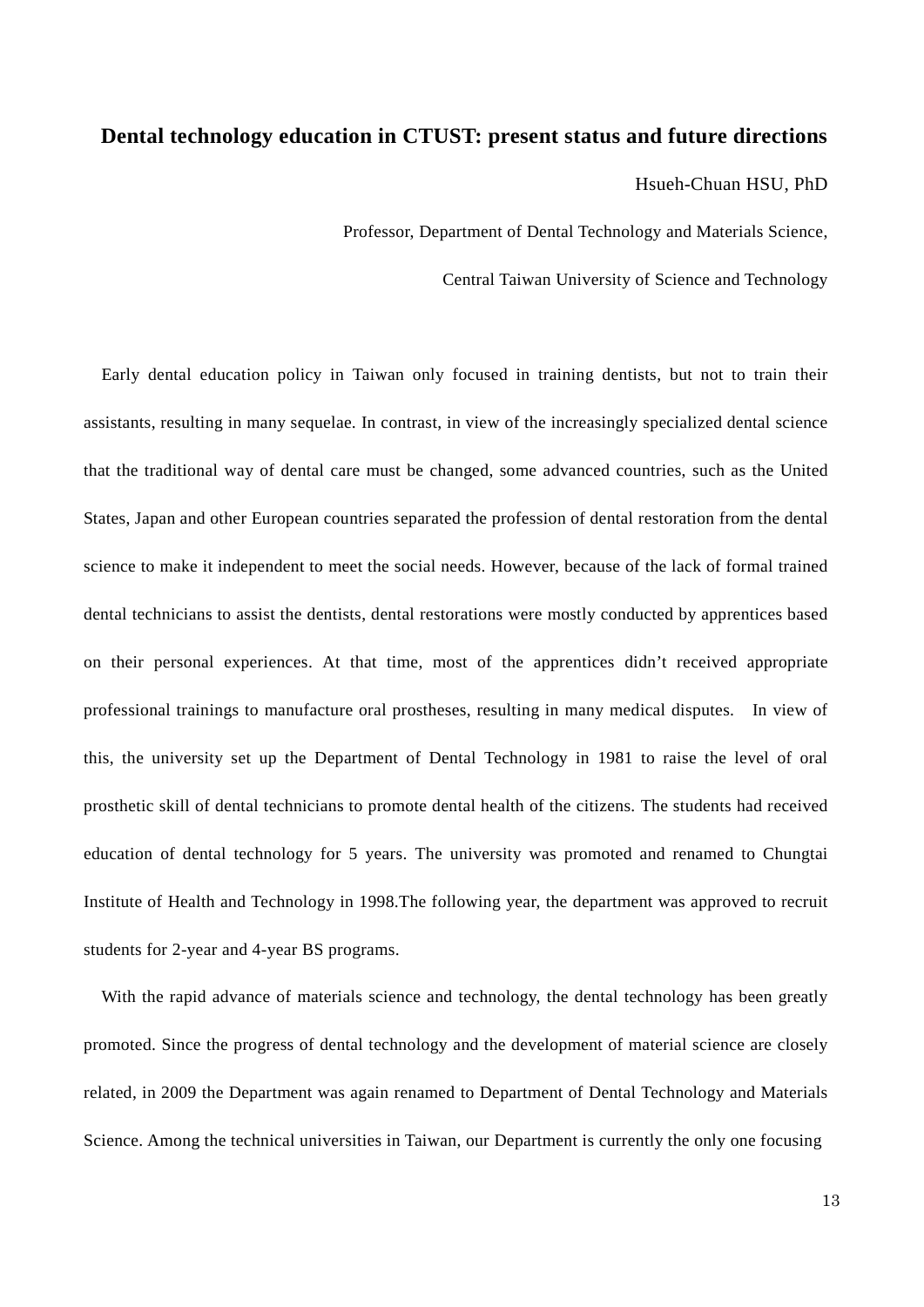## Dental technology education in CTUST: present status and future directions

Hsueh-Chuan HSU, PhD

Professor, Department of Dental Technology and Materials Science,

Central Taiwan University of Science and Technology

Early dental education policy in Taiwan only focused in training dentists, but not to train their assistants, resulting in many sequelae. In contrast, in view of the increasingly specialized dental science that the traditional way of dental care must be changed, some advanced countries, such as the United States, Japan and other European countries separated the profession of dental restoration from the dental science to make it independent to meet the social needs. However, because of the lack of formal trained dental technicians to assist the dentists, dental restorations were mostly conducted by apprentices based on their personal experiences. At that time, most of the apprentices didn't received appropriate professional trainings to manufacture oral prostheses, resulting in many medical disputes. In view of this, the university set up the Department of Dental Technology in 1981 to raise the level of oral prosthetic skill of dental technicians to promote dental health of the citizens. The students had received education of dental technology for 5 years. The university was promoted and renamed to Chungtai Institute of Health and Technology in 1998.The following year, the department was approved to recruit students for 2-year and 4-year BS programs.

With the rapid advance of materials science and technology, the dental technology has been greatly promoted. Since the progress of dental technology and the development of material science are closely related, in 2009 the Department was again renamed to Department of Dental Technology and Materials Science. Among the technical universities in Taiwan, our Department is currently the only one focusing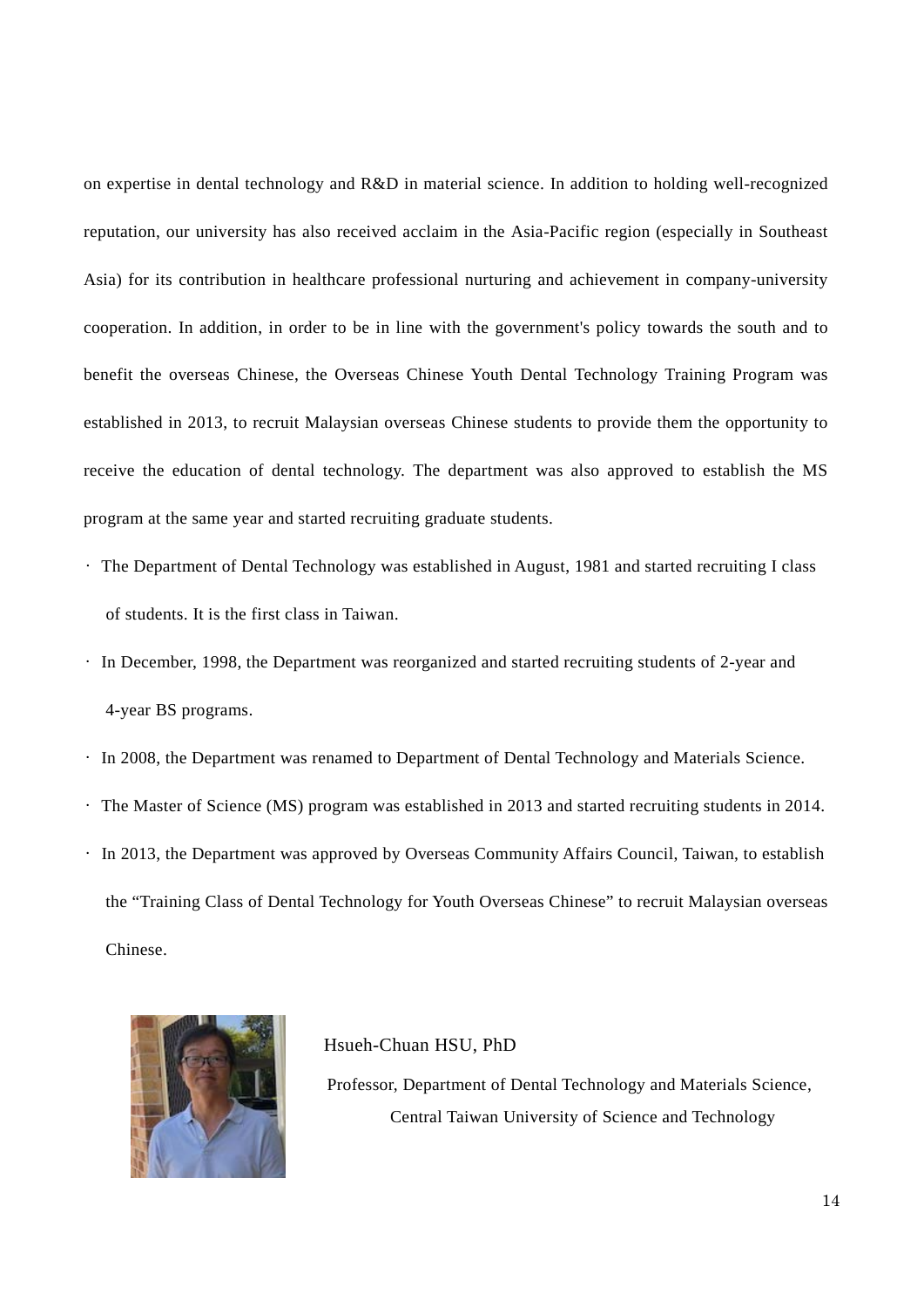on expertise in dental technology and R&D in material science. In addition to holding well-recognized reputation, our university has also received acclaim in the Asia-Pacific region (especially in Southeast Asia) for its contribution in healthcare professional nurturing and achievement in company-university cooperation. In addition, in order to be in line with the government's policy towards the south and to benefit the overseas Chinese, the Overseas Chinese Youth Dental Technology Training Program was established in 2013, to recruit Malaysian overseas Chinese students to provide them the opportunity to receive the education of dental technology. The department was also approved to establish the MS program at the same year and started recruiting graduate students.

- The Department of Dental Technology was established in August, 1981 and started recruiting I class of students. It is the first class in Taiwan.
- In December, 1998, the Department was reorganized and started recruiting students of 2-year and 4-year BS programs.
- In 2008, the Department was renamed to Department of Dental Technology and Materials Science.
- The Master of Science (MS) program was established in 2013 and started recruiting students in 2014.
- In 2013, the Department was approved by Overseas Community Affairs Council, Taiwan, to establish the "Training Class of Dental Technology for Youth Overseas Chinese" to recruit Malaysian overseas Chinese.

Hsueh-Chuan HSU, PhD

Professor, Department of Dental Technology and Materials Science, Central Taiwan University of Science and Technology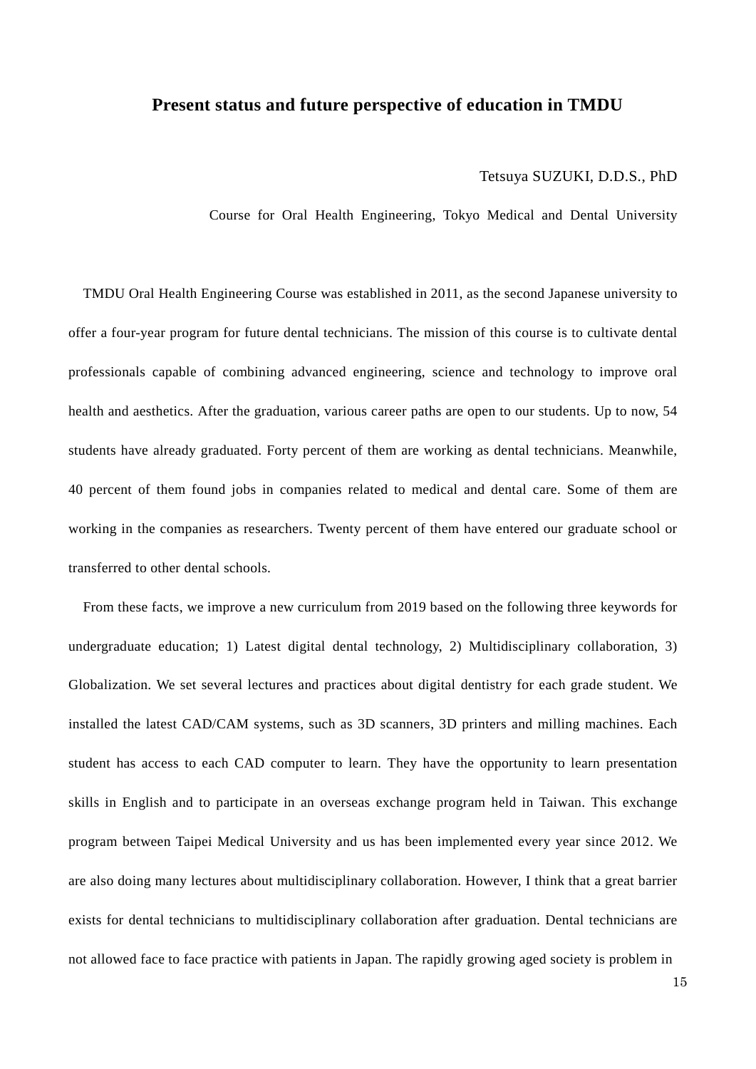## Present status and future perspective of education in TMDU

Tetsuya SUZUKI, D.D.S., PhD

Course for Oral Health Engineering, Tokyo Medical and Dental University

TMDU Oral Health Engineering Course was established in 2011, as the second Japanese university to offer a four-year program for future dental technicians. The mission of this course is to cultivate dental professionals capable of combining advanced engineering, science and technology to improve oral health and aesthetics. After the graduation, various career paths are open to our students. Up to now, 54 students have already graduated. Forty percent of them are working as dental technicians. Meanwhile, 40 percent of them found jobs in companies related to medical and dental care. Some of them are working in the companies as researchers. Twenty percent of them have entered our graduate school or transferred to other dental schools.

From these facts, we improve a new curriculum from 2019 based on the following three keywords for undergraduate education; 1) Latest digital dental technology, 2) Multidisciplinary collaboration, 3) Globalization. We set several lectures and practices about digital dentistry for each grade student. We installed the latest CAD/CAM systems, such as 3D scanners, 3D printers and milling machines. Each student has access to each CAD computer to learn. They have the opportunity to learn presentation skills in English and to participate in an overseas exchange program held in Taiwan. This exchange program between Taipei Medical University and us has been implemented every year since 2012. We are also doing many lectures about multidisciplinary collaboration. However, I think that a great barrier exists for dental technicians to multidisciplinary collaboration after graduation. Dental technicians are not allowed face to face practice with patients in Japan. The rapidly growing aged society is problem in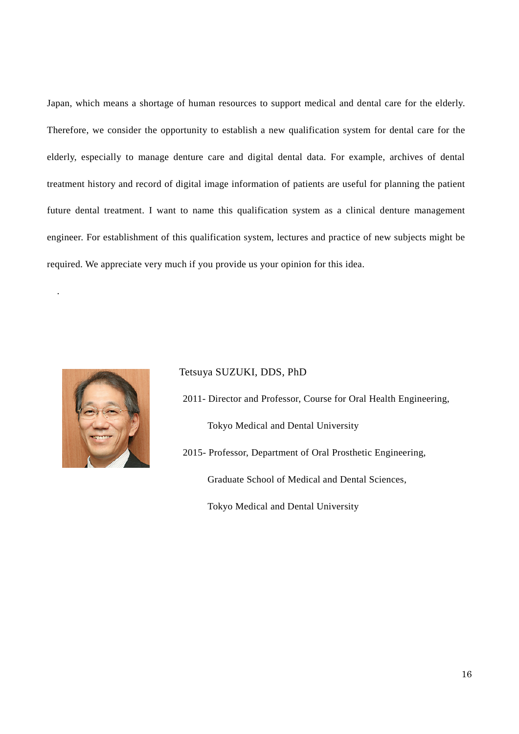Japan, which means a shortage of human resources to support medical and dental care for the elderly. Therefore, we consider the opportunity to establish a new qualification system for dental care for the elderly, especially to manage denture care and digital dental data. For example, archives of dental treatment history and record of digital image information of patients are useful for planning the patient future dental treatment. I want to name this qualification system as a clinical denture management engineer. For establishment of this qualification system, lectures and practice of new subjects might be required. We appreciate very much if you provide us your opinion for this idea.

Tetsuya SUZUKI, DDS, PhD

2011- Director and Professor, Course for Oral Health Engineering,
Tokyo Medical and Dental University

2015- Professor, Department of Oral Prosthetic Engineering,
Graduate School of Medical and Dental Sciences,
Tokyo Medical and Dental University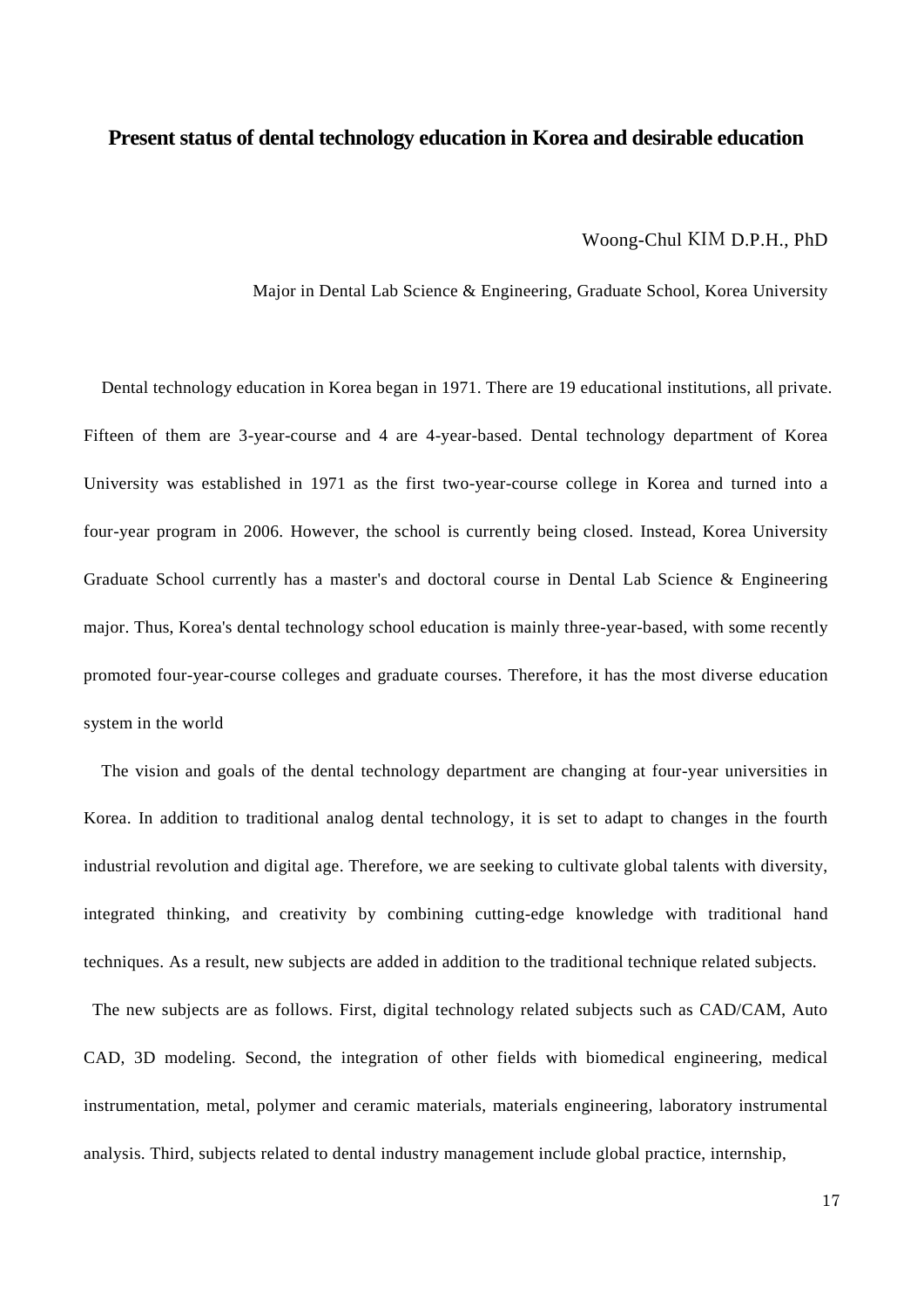## Present status of dental technology education in Korea and desirable education

Woong-Chul KIM D.P.H., PhD

Major in Dental Lab Science & Engineering, Graduate School, Korea University

Dental technology education in Korea began in 1971. There are 19 educational institutions, all private. Fifteen of them are 3-year-course and 4 are 4-year-based. Dental technology department of Korea University was established in 1971 as the first two-year-course college in Korea and turned into a four-year program in 2006. However, the school is currently being closed. Instead, Korea University Graduate School currently has a master's and doctoral course in Dental Lab Science & Engineering major. Thus, Korea's dental technology school education is mainly three-year-based, with some recently promoted four-year-course colleges and graduate courses. Therefore, it has the most diverse education system in the world

The vision and goals of the dental technology department are changing at four-year universities in Korea. In addition to traditional analog dental technology, it is set to adapt to changes in the fourth industrial revolution and digital age. Therefore, we are seeking to cultivate global talents with diversity, integrated thinking, and creativity by combining cutting-edge knowledge with traditional hand techniques. As a result, new subjects are added in addition to the traditional technique related subjects.

The new subjects are as follows. First, digital technology related subjects such as CAD/CAM, Auto CAD, 3D modeling. Second, the integration of other fields with biomedical engineering, medical instrumentation, metal, polymer and ceramic materials, materials engineering, laboratory instrumental analysis. Third, subjects related to dental industry management include global practice, internship,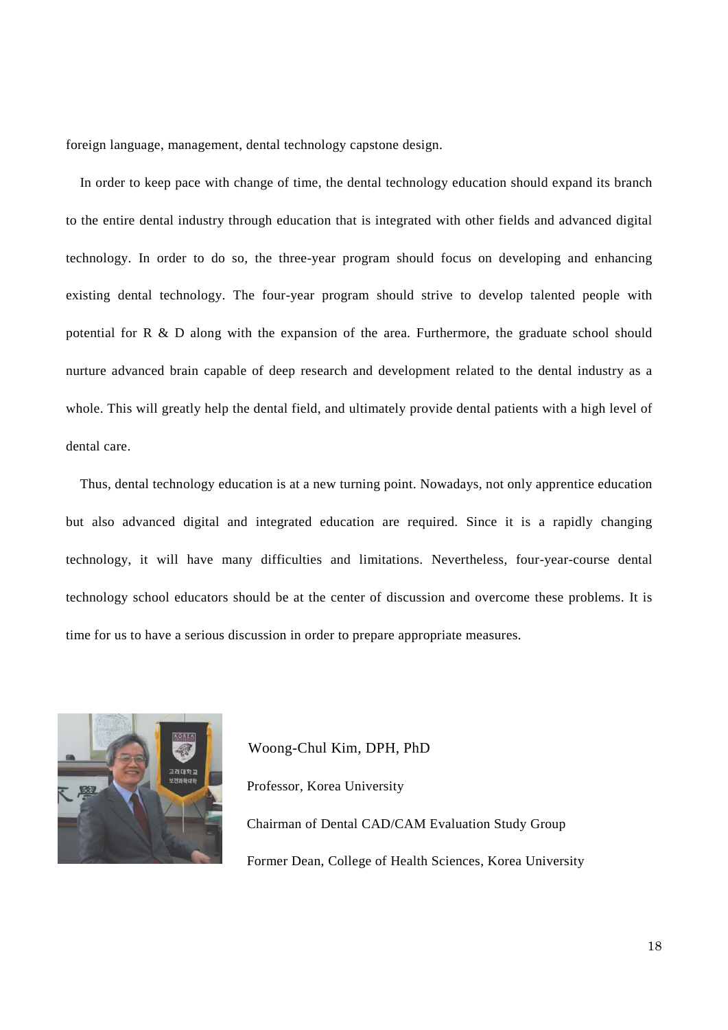foreign language, management, dental technology capstone design.

In order to keep pace with change of time, the dental technology education should expand its branch to the entire dental industry through education that is integrated with other fields and advanced digital technology. In order to do so, the three-year program should focus on developing and enhancing existing dental technology. The four-year program should strive to develop talented people with potential for R & D along with the expansion of the area. Furthermore, the graduate school should nurture advanced brain capable of deep research and development related to the dental industry as a whole. This will greatly help the dental field, and ultimately provide dental patients with a high level of dental care.

Thus, dental technology education is at a new turning point. Nowadays, not only apprentice education but also advanced digital and integrated education are required. Since it is a rapidly changing technology, it will have many difficulties and limitations. Nevertheless, four-year-course dental technology school educators should be at the center of discussion and overcome these problems. It is time for us to have a serious discussion in order to prepare appropriate measures.

Woong-Chul Kim, DPH, PhD

Professor, Korea University

Chairman of Dental CAD/CAM Evaluation Study Group

Former Dean, College of Health Sciences, Korea University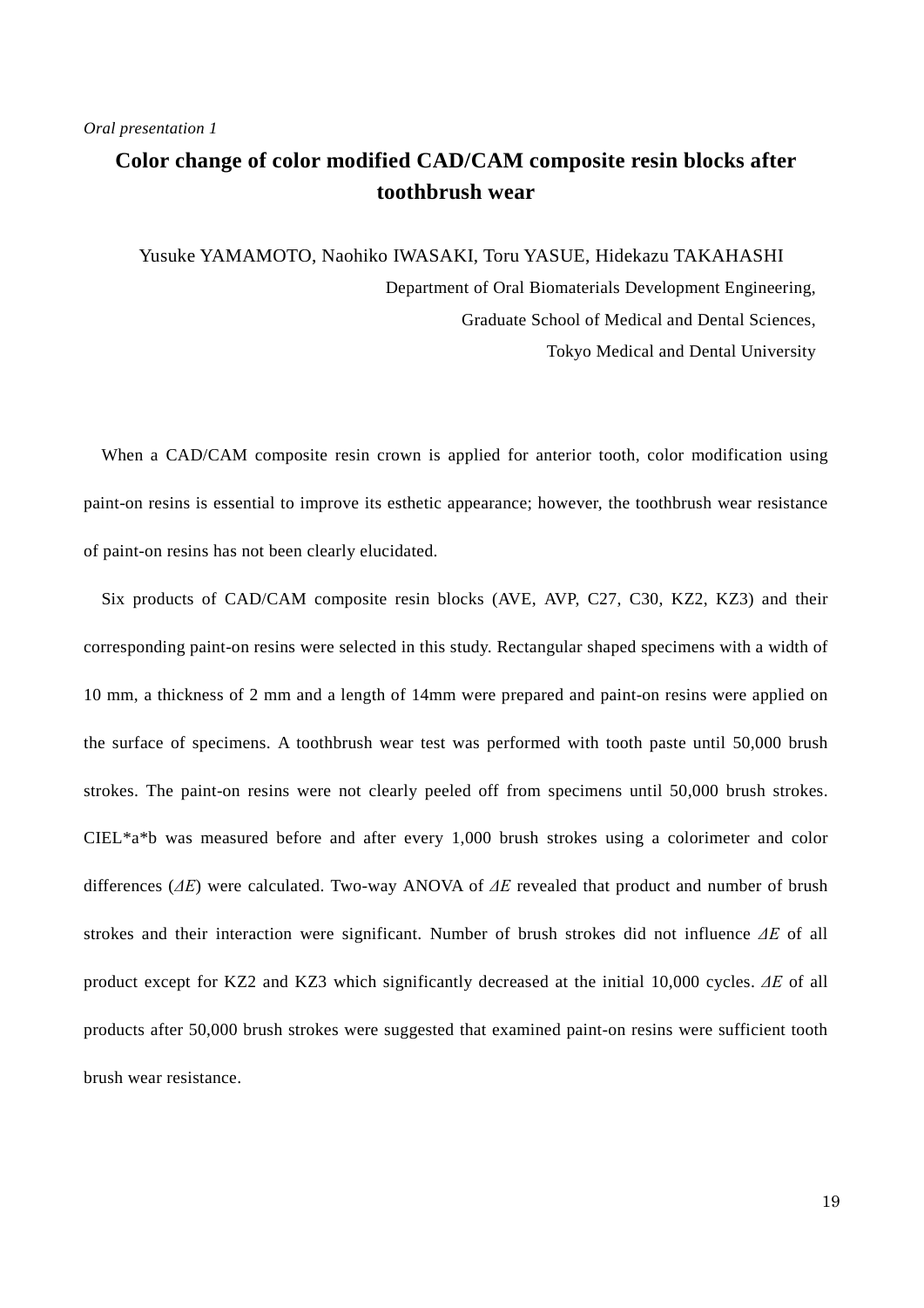*Oral presentation 1*

# Color change of color modified CAD/CAM composite resin blocks after toothbrush wear

Yusuke YAMAMOTO, Naohiko IWASAKI, Toru YASUE, Hidekazu TAKAHASHI

Department of Oral Biomaterials Development Engineering,
Graduate School of Medical and Dental Sciences,
Tokyo Medical and Dental University

When a CAD/CAM composite resin crown is applied for anterior tooth, color modification using paint-on resins is essential to improve its esthetic appearance; however, the toothbrush wear resistance of paint-on resins has not been clearly elucidated.

Six products of CAD/CAM composite resin blocks (AVE, AVP, C27, C30, KZ2, KZ3) and their corresponding paint-on resins were selected in this study. Rectangular shaped specimens with a width of 10 mm, a thickness of 2 mm and a length of 14mm were prepared and paint-on resins were applied on the surface of specimens. A toothbrush wear test was performed with tooth paste until 50,000 brush strokes. The paint-on resins were not clearly peeled off from specimens until 50,000 brush strokes. CIEL*a*b was measured before and after every 1,000 brush strokes using a colorimeter and color differences ($\Delta E$) were calculated. Two-way ANOVA of $\Delta E$ revealed that product and number of brush strokes and their interaction were significant. Number of brush strokes did not influence $\Delta E$ of all product except for KZ2 and KZ3 which significantly decreased at the initial 10,000 cycles. $\Delta E$ of all products after 50,000 brush strokes were suggested that examined paint-on resins were sufficient tooth brush wear resistance.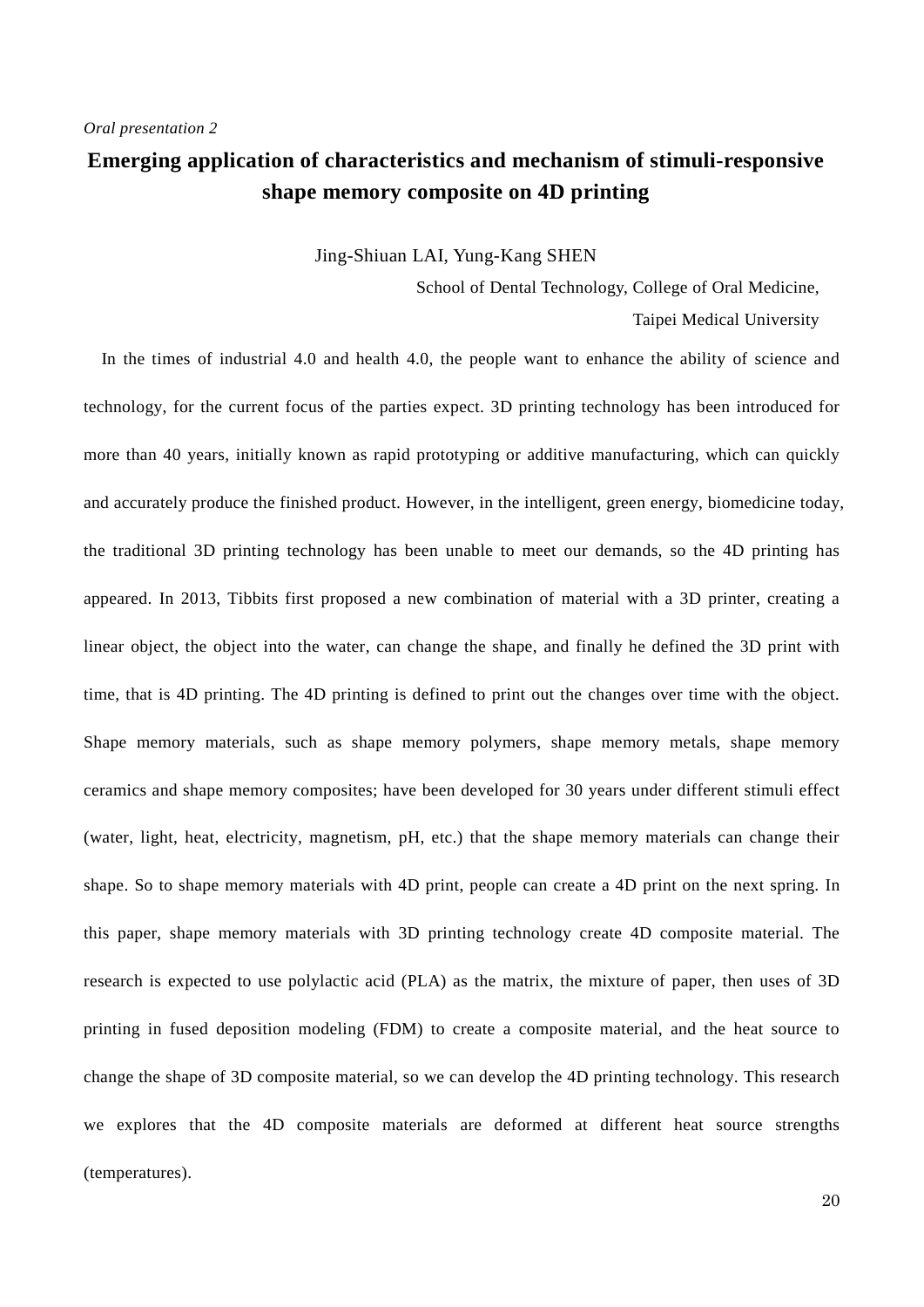*Oral presentation 2*

# Emerging application of characteristics and mechanism of stimuli-responsive shape memory composite on 4D printing

Jing-Shiuan LAI, Yung-Kang SHEN

School of Dental Technology, College of Oral Medicine, Taipei Medical University

In the times of industrial 4.0 and health 4.0, the people want to enhance the ability of science and technology, for the current focus of the parties expect. 3D printing technology has been introduced for more than 40 years, initially known as rapid prototyping or additive manufacturing, which can quickly and accurately produce the finished product. However, in the intelligent, green energy, biomedicine today, the traditional 3D printing technology has been unable to meet our demands, so the 4D printing has appeared. In 2013, Tibbits first proposed a new combination of material with a 3D printer, creating a linear object, the object into the water, can change the shape, and finally he defined the 3D print with time, that is 4D printing. The 4D printing is defined to print out the changes over time with the object. Shape memory materials, such as shape memory polymers, shape memory metals, shape memory ceramics and shape memory composites; have been developed for 30 years under different stimuli effect (water, light, heat, electricity, magnetism, pH, etc.) that the shape memory materials can change their shape. So to shape memory materials with 4D print, people can create a 4D print on the next spring. In this paper, shape memory materials with 3D printing technology create 4D composite material. The research is expected to use polylactic acid (PLA) as the matrix, the mixture of paper, then uses of 3D printing in fused deposition modeling (FDM) to create a composite material, and the heat source to change the shape of 3D composite material, so we can develop the 4D printing technology. This research we explores that the 4D composite materials are deformed at different heat source strengths (temperatures).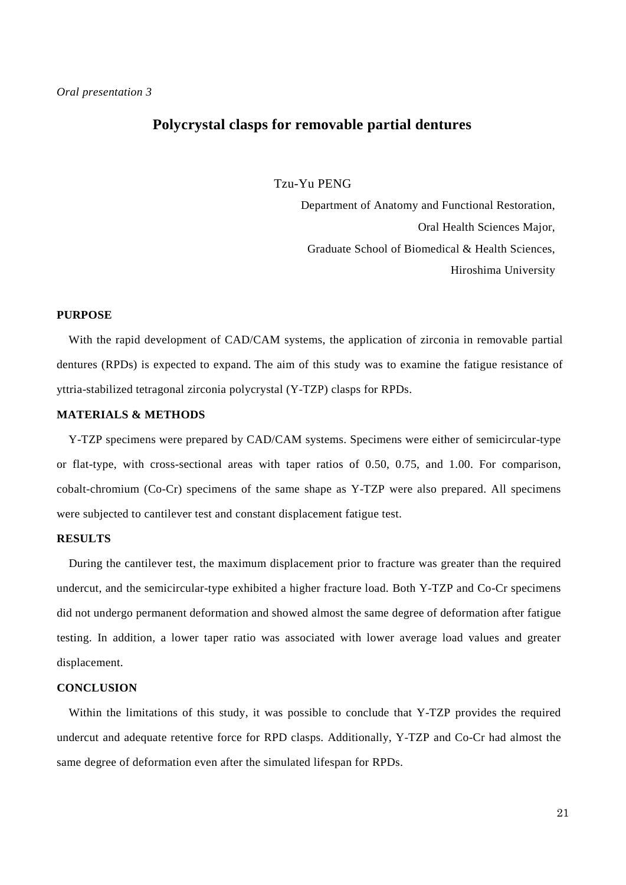*Oral presentation 3*

# Polycrystal clasps for removable partial dentures

Tzu-Yu PENG

Department of Anatomy and Functional Restoration,
Oral Health Sciences Major,
Graduate School of Biomedical & Health Sciences,
Hiroshima University

**PURPOSE**

With the rapid development of CAD/CAM systems, the application of zirconia in removable partial dentures (RPDs) is expected to expand. The aim of this study was to examine the fatigue resistance of yttria-stabilized tetragonal zirconia polycrystal (Y-TZP) clasps for RPDs.

**MATERIALS & METHODS**

Y-TZP specimens were prepared by CAD/CAM systems. Specimens were either of semicircular-type or flat-type, with cross-sectional areas with taper ratios of 0.50, 0.75, and 1.00. For comparison, cobalt-chromium (Co-Cr) specimens of the same shape as Y-TZP were also prepared. All specimens were subjected to cantilever test and constant displacement fatigue test.

**RESULTS**

During the cantilever test, the maximum displacement prior to fracture was greater than the required undercut, and the semicircular-type exhibited a higher fracture load. Both Y-TZP and Co-Cr specimens did not undergo permanent deformation and showed almost the same degree of deformation after fatigue testing. In addition, a lower taper ratio was associated with lower average load values and greater displacement.

**CONCLUSION**

Within the limitations of this study, it was possible to conclude that Y-TZP provides the required undercut and adequate retentive force for RPD clasps. Additionally, Y-TZP and Co-Cr had almost the same degree of deformation even after the simulated lifespan for RPDs.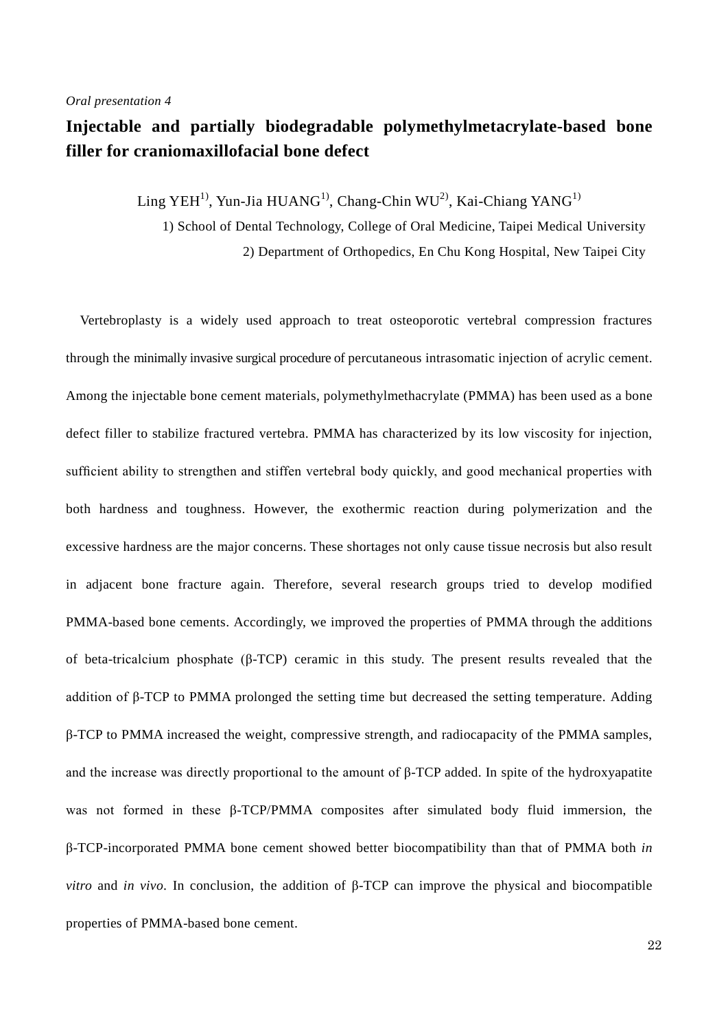*Oral presentation 4*

# Injectable and partially biodegradable polymethylmetacrylate-based bone filler for craniomaxillofacial bone defect

Ling YEH[1)], Yun-Jia HUANG[1)], Chang-Chin WU[2)], Kai-Chiang YANG[1)]

1) School of Dental Technology, College of Oral Medicine, Taipei Medical University

2) Department of Orthopedics, En Chu Kong Hospital, New Taipei City

Vertebroplasty is a widely used approach to treat osteoporotic vertebral compression fractures through the minimally invasive surgical procedure of percutaneous intrasomatic injection of acrylic cement. Among the injectable bone cement materials, polymethylmethacrylate (PMMA) has been used as a bone defect filler to stabilize fractured vertebra. PMMA has characterized by its low viscosity for injection, sufficient ability to strengthen and stiffen vertebral body quickly, and good mechanical properties with both hardness and toughness. However, the exothermic reaction during polymerization and the excessive hardness are the major concerns. These shortages not only cause tissue necrosis but also result in adjacent bone fracture again. Therefore, several research groups tried to develop modified PMMA-based bone cements. Accordingly, we improved the properties of PMMA through the additions of beta-tricalcium phosphate (β-TCP) ceramic in this study. The present results revealed that the addition of β-TCP to PMMA prolonged the setting time but decreased the setting temperature. Adding β-TCP to PMMA increased the weight, compressive strength, and radiocapacity of the PMMA samples, and the increase was directly proportional to the amount of β-TCP added. In spite of the hydroxyapatite was not formed in these β-TCP/PMMA composites after simulated body fluid immersion, the β-TCP-incorporated PMMA bone cement showed better biocompatibility than that of PMMA both *in vitro* and *in vivo*. In conclusion, the addition of β-TCP can improve the physical and biocompatible properties of PMMA-based bone cement.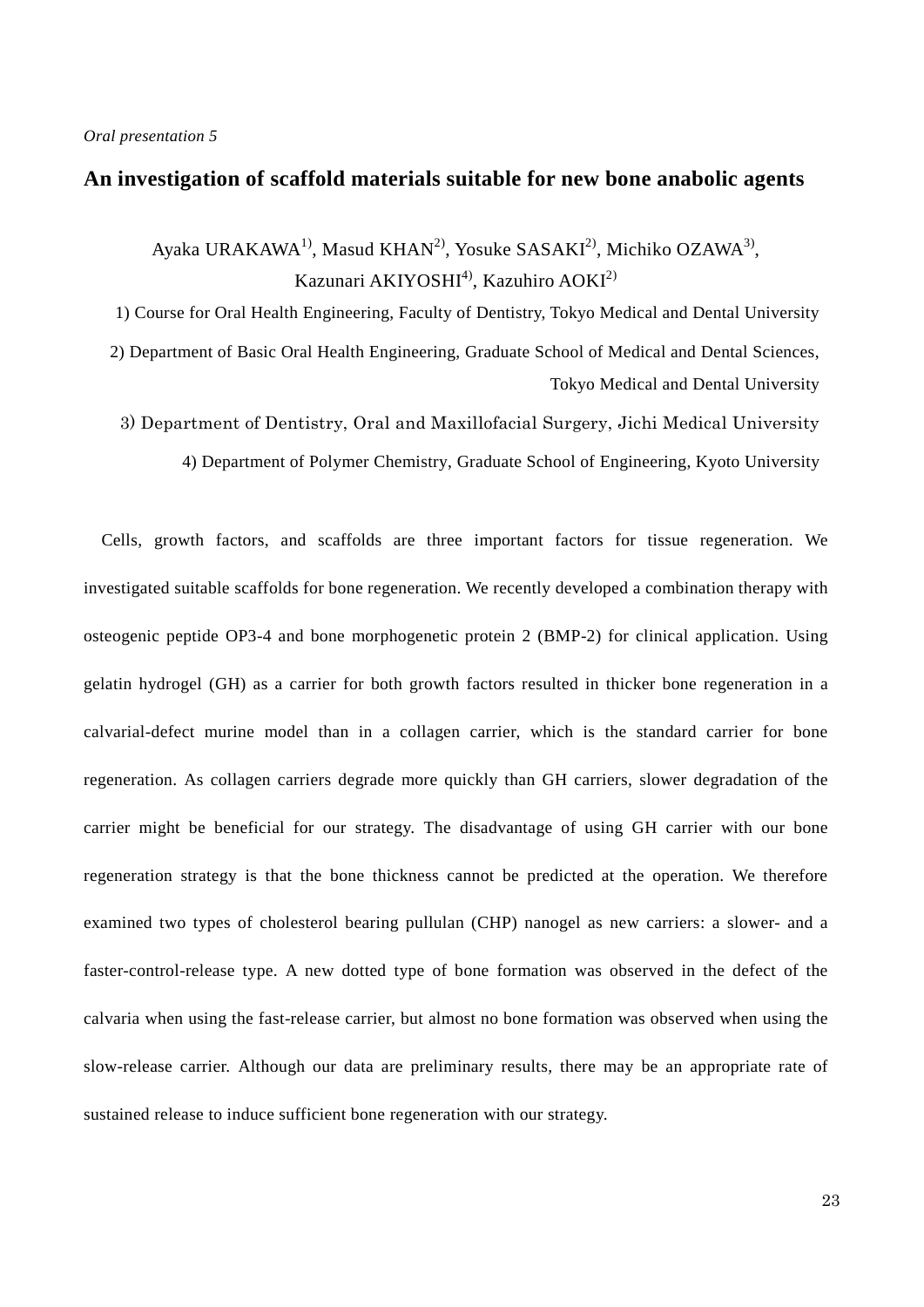*Oral presentation 5*

## An investigation of scaffold materials suitable for new bone anabolic agents

Ayaka URAKAWA[1)], Masud KHAN[2)], Yosuke SASAKI[2)], Michiko OZAWA[3)], Kazunari AKIYOSHI[4)], Kazuhiro AOKI[2)]

1) Course for Oral Health Engineering, Faculty of Dentistry, Tokyo Medical and Dental University

2) Department of Basic Oral Health Engineering, Graduate School of Medical and Dental Sciences, Tokyo Medical and Dental University

3) Department of Dentistry, Oral and Maxillofacial Surgery, Jichi Medical University

4) Department of Polymer Chemistry, Graduate School of Engineering, Kyoto University

Cells, growth factors, and scaffolds are three important factors for tissue regeneration. We investigated suitable scaffolds for bone regeneration. We recently developed a combination therapy with osteogenic peptide OP3-4 and bone morphogenetic protein 2 (BMP-2) for clinical application. Using gelatin hydrogel (GH) as a carrier for both growth factors resulted in thicker bone regeneration in a calvarial-defect murine model than in a collagen carrier, which is the standard carrier for bone regeneration. As collagen carriers degrade more quickly than GH carriers, slower degradation of the carrier might be beneficial for our strategy. The disadvantage of using GH carrier with our bone regeneration strategy is that the bone thickness cannot be predicted at the operation. We therefore examined two types of cholesterol bearing pullulan (CHP) nanogel as new carriers: a slower- and a faster-control-release type. A new dotted type of bone formation was observed in the defect of the calvaria when using the fast-release carrier, but almost no bone formation was observed when using the slow-release carrier. Although our data are preliminary results, there may be an appropriate rate of sustained release to induce sufficient bone regeneration with our strategy.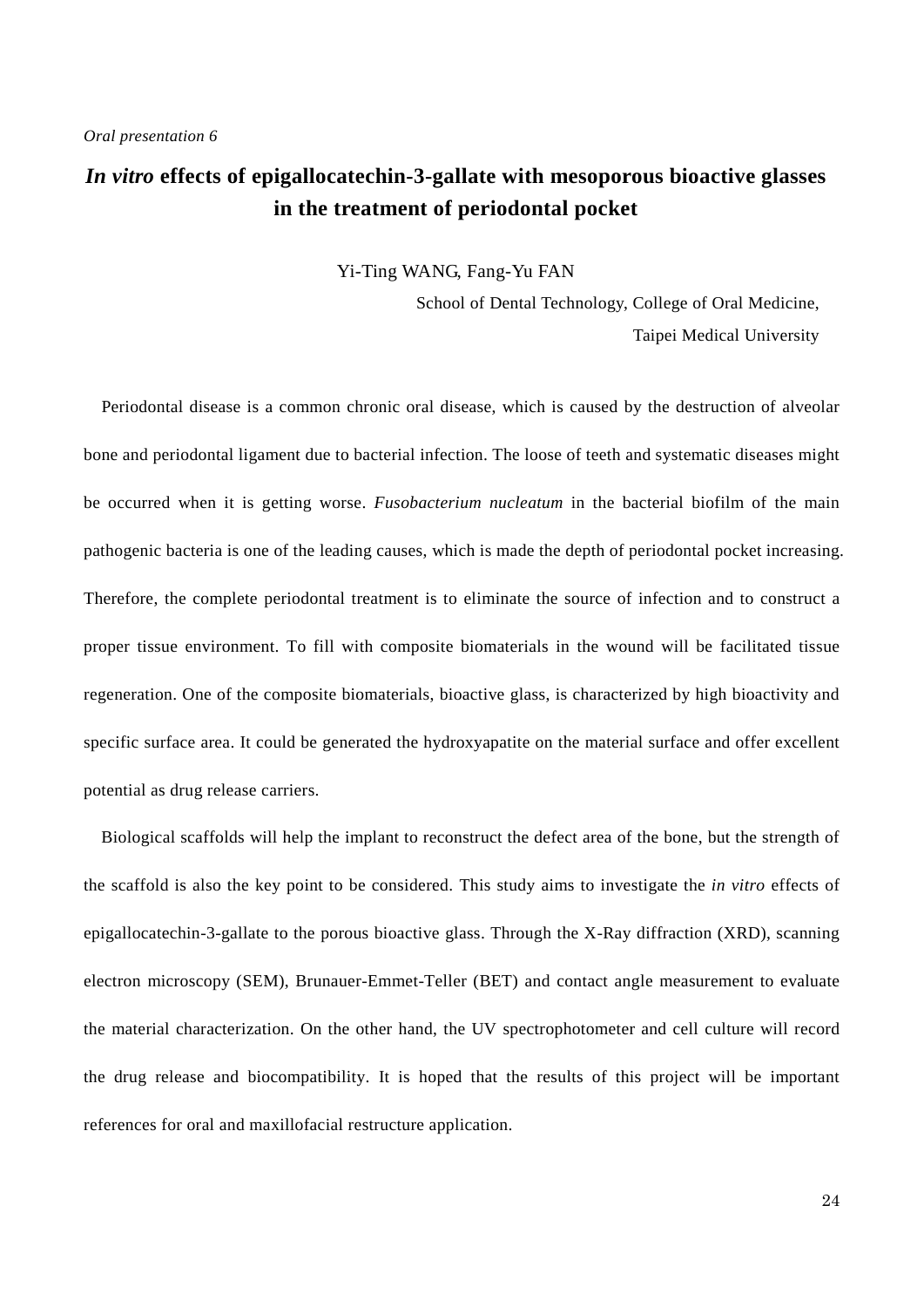*Oral presentation 6*

# *In vitro* effects of epigallocatechin-3-gallate with mesoporous bioactive glasses in the treatment of periodontal pocket

Yi-Ting WANG, Fang-Yu FAN

School of Dental Technology, College of Oral Medicine, Taipei Medical University

Periodontal disease is a common chronic oral disease, which is caused by the destruction of alveolar bone and periodontal ligament due to bacterial infection. The loose of teeth and systematic diseases might be occurred when it is getting worse. *Fusobacterium nucleatum* in the bacterial biofilm of the main pathogenic bacteria is one of the leading causes, which is made the depth of periodontal pocket increasing. Therefore, the complete periodontal treatment is to eliminate the source of infection and to construct a proper tissue environment. To fill with composite biomaterials in the wound will be facilitated tissue regeneration. One of the composite biomaterials, bioactive glass, is characterized by high bioactivity and specific surface area. It could be generated the hydroxyapatite on the material surface and offer excellent potential as drug release carriers.

Biological scaffolds will help the implant to reconstruct the defect area of the bone, but the strength of the scaffold is also the key point to be considered. This study aims to investigate the *in vitro* effects of epigallocatechin-3-gallate to the porous bioactive glass. Through the X-Ray diffraction (XRD), scanning electron microscopy (SEM), Brunauer-Emmet-Teller (BET) and contact angle measurement to evaluate the material characterization. On the other hand, the UV spectrophotometer and cell culture will record the drug release and biocompatibility. It is hoped that the results of this project will be important references for oral and maxillofacial restructure application.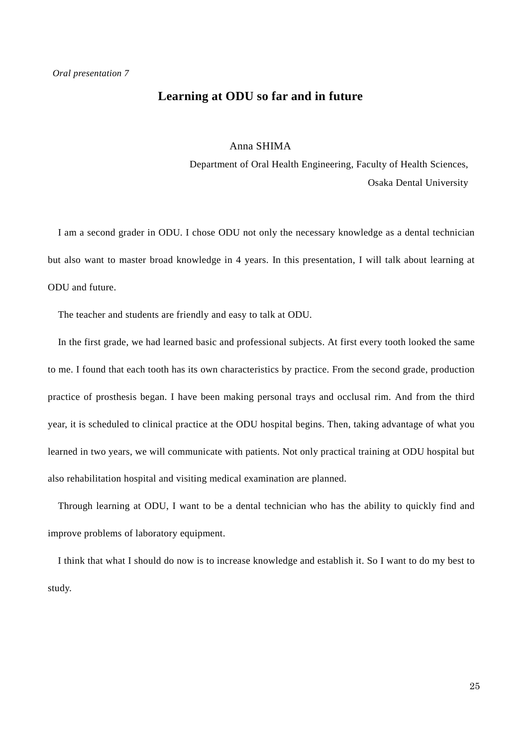*Oral presentation 7*

# Learning at ODU so far and in future

Anna SHIMA

Department of Oral Health Engineering, Faculty of Health Sciences, Osaka Dental University

I am a second grader in ODU. I chose ODU not only the necessary knowledge as a dental technician but also want to master broad knowledge in 4 years. In this presentation, I will talk about learning at ODU and future.

The teacher and students are friendly and easy to talk at ODU.

In the first grade, we had learned basic and professional subjects. At first every tooth looked the same to me. I found that each tooth has its own characteristics by practice. From the second grade, production practice of prosthesis began. I have been making personal trays and occlusal rim. And from the third year, it is scheduled to clinical practice at the ODU hospital begins. Then, taking advantage of what you learned in two years, we will communicate with patients. Not only practical training at ODU hospital but also rehabilitation hospital and visiting medical examination are planned.

Through learning at ODU, I want to be a dental technician who has the ability to quickly find and improve problems of laboratory equipment.

I think that what I should do now is to increase knowledge and establish it. So I want to do my best to study.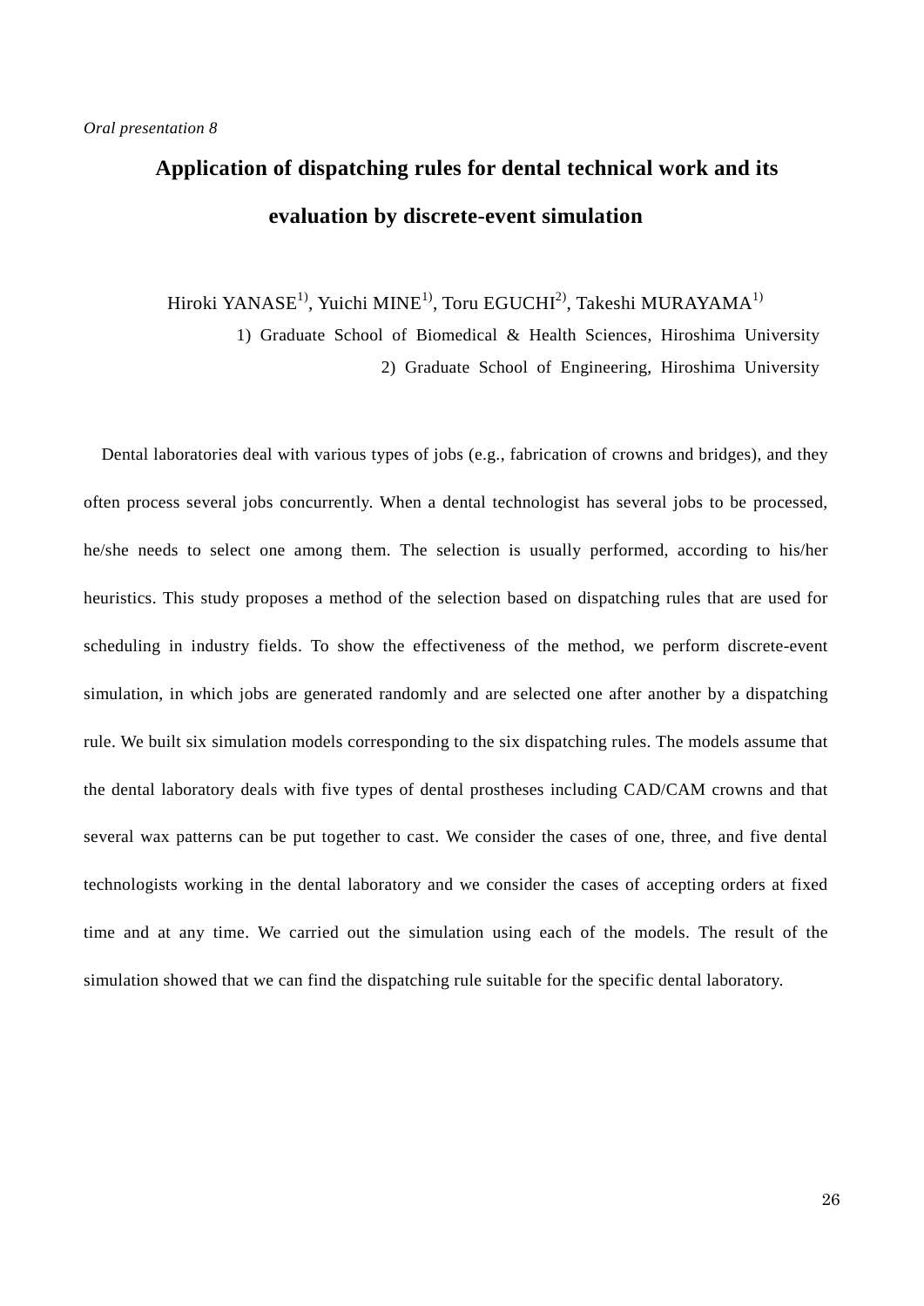*Oral presentation 8*

# Application of dispatching rules for dental technical work and its evaluation by discrete-event simulation

Hiroki YANASE[1], Yuichi MINE[1], Toru EGUCHI[2], Takeshi MURAYAMA[1]

1) Graduate School of Biomedical & Health Sciences, Hiroshima University

2) Graduate School of Engineering, Hiroshima University

Dental laboratories deal with various types of jobs (e.g., fabrication of crowns and bridges), and they often process several jobs concurrently. When a dental technologist has several jobs to be processed, he/she needs to select one among them. The selection is usually performed, according to his/her heuristics. This study proposes a method of the selection based on dispatching rules that are used for scheduling in industry fields. To show the effectiveness of the method, we perform discrete-event simulation, in which jobs are generated randomly and are selected one after another by a dispatching rule. We built six simulation models corresponding to the six dispatching rules. The models assume that the dental laboratory deals with five types of dental prostheses including CAD/CAM crowns and that several wax patterns can be put together to cast. We consider the cases of one, three, and five dental technologists working in the dental laboratory and we consider the cases of accepting orders at fixed time and at any time. We carried out the simulation using each of the models. The result of the simulation showed that we can find the dispatching rule suitable for the specific dental laboratory.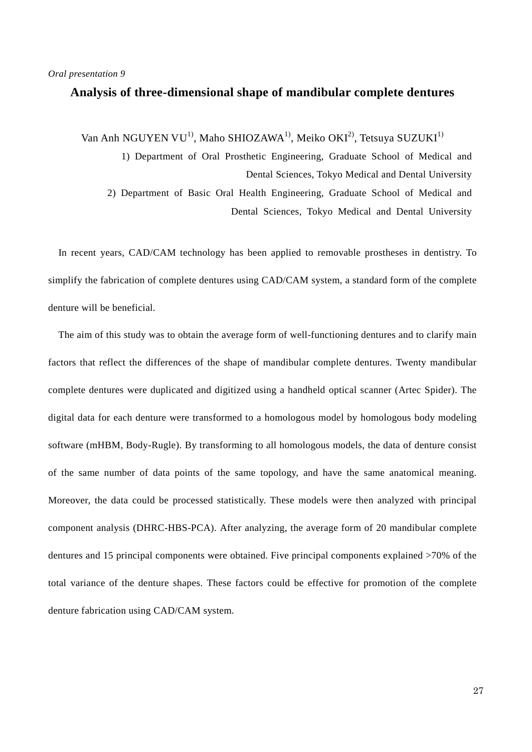*Oral presentation 9*

# Analysis of three-dimensional shape of mandibular complete dentures

Van Anh NGUYEN VU[1], Maho SHIOZAWA[1], Meiko OKI[2], Tetsuya SUZUKI[1]

1) Department of Oral Prosthetic Engineering, Graduate School of Medical and Dental Sciences, Tokyo Medical and Dental University

2) Department of Basic Oral Health Engineering, Graduate School of Medical and Dental Sciences, Tokyo Medical and Dental University

In recent years, CAD/CAM technology has been applied to removable prostheses in dentistry. To simplify the fabrication of complete dentures using CAD/CAM system, a standard form of the complete denture will be beneficial.

The aim of this study was to obtain the average form of well-functioning dentures and to clarify main factors that reflect the differences of the shape of mandibular complete dentures. Twenty mandibular complete dentures were duplicated and digitized using a handheld optical scanner (Artec Spider). The digital data for each denture were transformed to a homologous model by homologous body modeling software (mHBM, Body-Rugle). By transforming to all homologous models, the data of denture consist of the same number of data points of the same topology, and have the same anatomical meaning. Moreover, the data could be processed statistically. These models were then analyzed with principal component analysis (DHRC-HBS-PCA). After analyzing, the average form of 20 mandibular complete dentures and 15 principal components were obtained. Five principal components explained >70% of the total variance of the denture shapes. These factors could be effective for promotion of the complete denture fabrication using CAD/CAM system.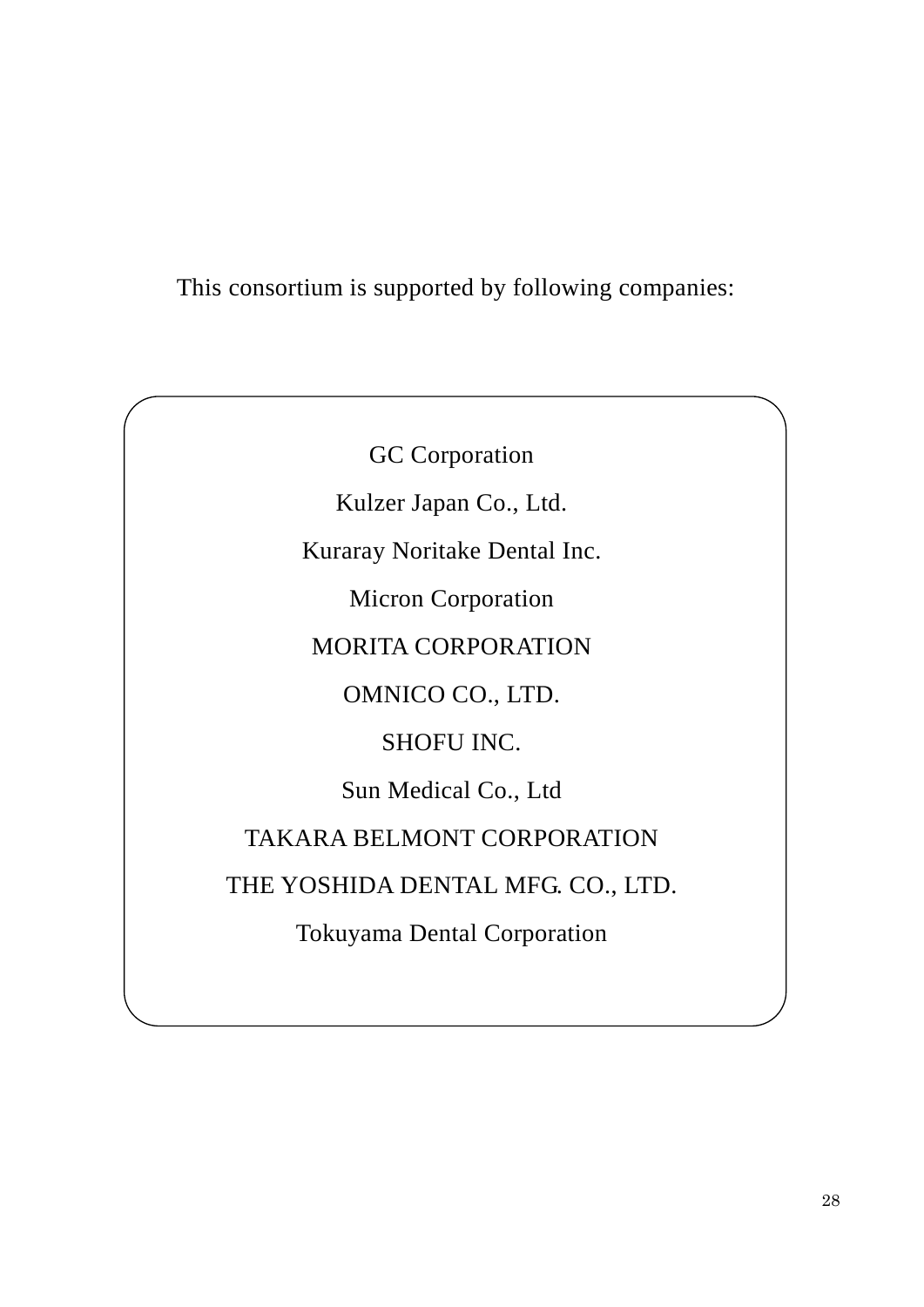This consortium is supported by following companies:

GC Corporation

Kulzer Japan Co., Ltd.

Kuraray Noritake Dental Inc.

Micron Corporation

MORITA CORPORATION

OMNICO CO., LTD.

SHOFU INC.

Sun Medical Co., Ltd

TAKARA BELMONT CORPORATION

THE YOSHIDA DENTAL MFG. CO., LTD.

Tokuyama Dental Corporation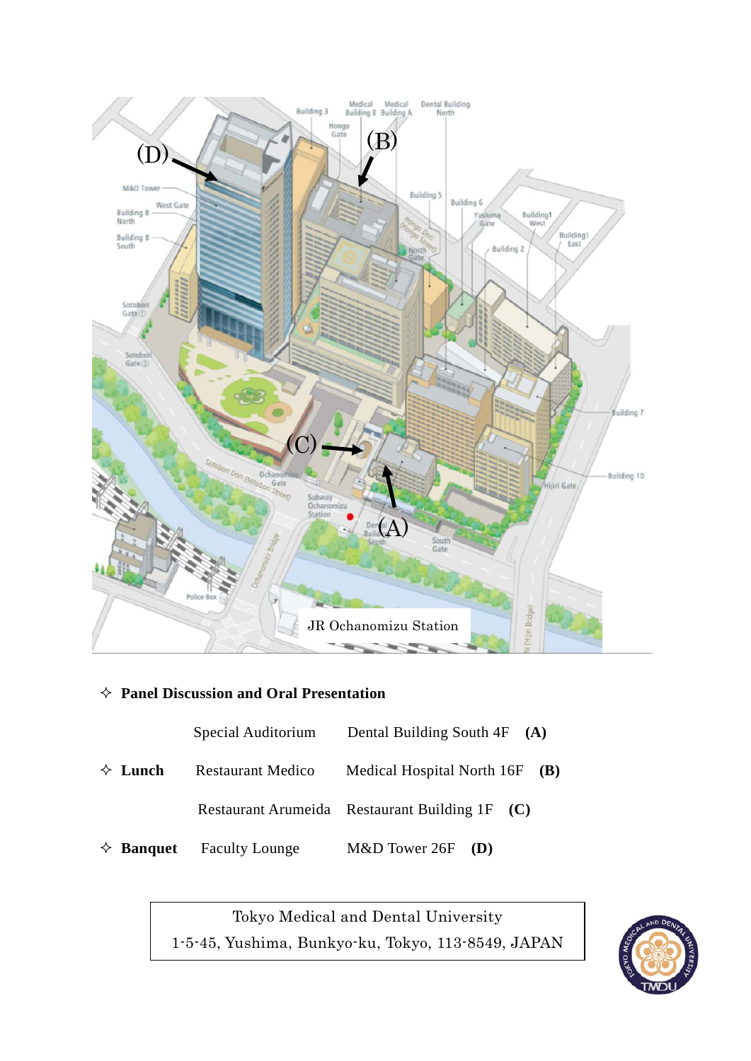✧ **Panel Discussion and Oral Presentation**

| | | | |
|---|---|---|---|
| | Special Auditorium | Dental Building South 4F | **(A)** |
| ✧ **Lunch** | Restaurant Medico | Medical Hospital North 16F | **(B)** |
| | Restaurant Arumeida | Restaurant Building 1F | **(C)** |
| ✧ **Banquet** | Faculty Lounge | M&D Tower 26F | **(D)** |

Tokyo Medical and Dental University

1-5-45, Yushima, Bunkyo-ku, Tokyo, 113-8549, JAPAN